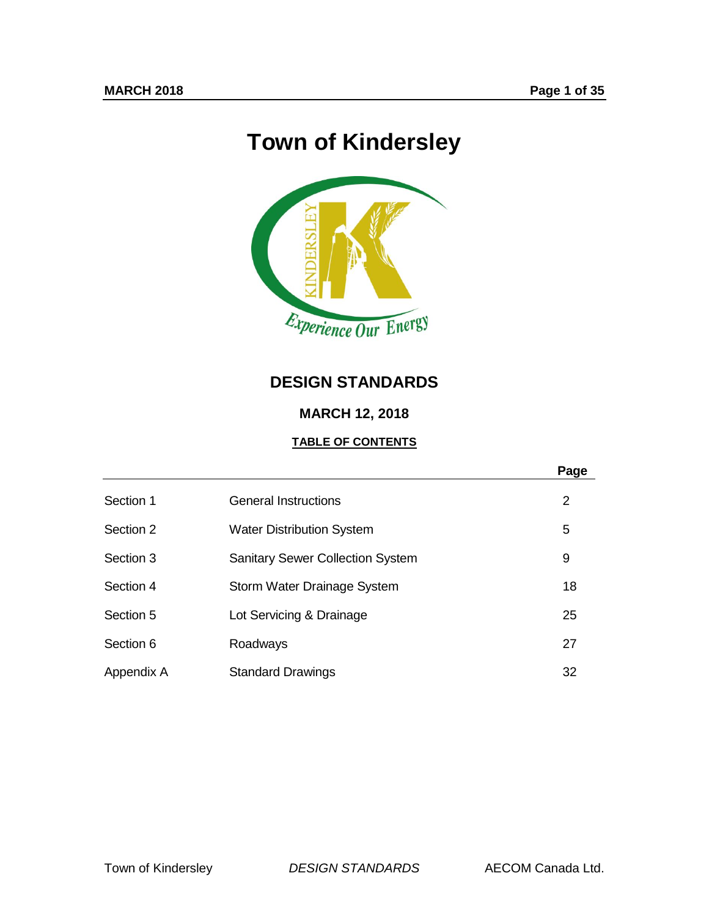# Town of Kindersley

## DESIGN STANDARDS

### MARCH 12, 2018

**TABLE OF CONTENTS**

| | | Page |
|---|---|---|
| Section 1 | General Instructions | 2 |
| Section 2 | Water Distribution System | 5 |
| Section 3 | Sanitary Sewer Collection System | 9 |
| Section 4 | Storm Water Drainage System | 18 |
| Section 5 | Lot Servicing & Drainage | 25 |
| Section 6 | Roadways | 27 |
| Appendix A | Standard Drawings | 32 |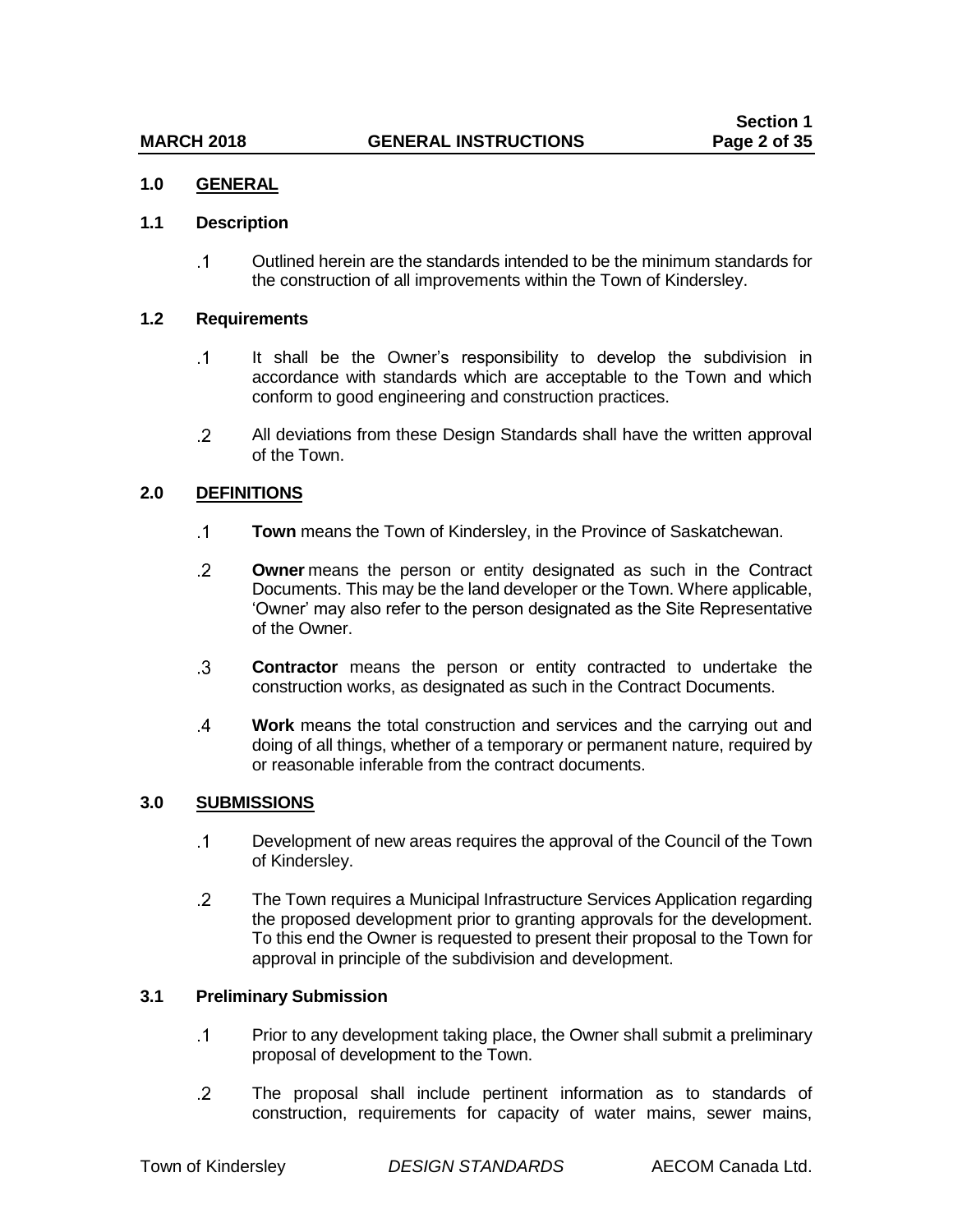## 1.0 GENERAL

### 1.1 Description

.1 Outlined herein are the standards intended to be the minimum standards for the construction of all improvements within the Town of Kindersley.

### 1.2 Requirements

.1 It shall be the Owner's responsibility to develop the subdivision in accordance with standards which are acceptable to the Town and which conform to good engineering and construction practices.

.2 All deviations from these Design Standards shall have the written approval of the Town.

## 2.0 DEFINITIONS

.1 **Town** means the Town of Kindersley, in the Province of Saskatchewan.

.2 **Owner** means the person or entity designated as such in the Contract Documents. This may be the land developer or the Town. Where applicable, 'Owner' may also refer to the person designated as the Site Representative of the Owner.

.3 **Contractor** means the person or entity contracted to undertake the construction works, as designated as such in the Contract Documents.

.4 **Work** means the total construction and services and the carrying out and doing of all things, whether of a temporary or permanent nature, required by or reasonable inferable from the contract documents.

## 3.0 SUBMISSIONS

.1 Development of new areas requires the approval of the Council of the Town of Kindersley.

.2 The Town requires a Municipal Infrastructure Services Application regarding the proposed development prior to granting approvals for the development. To this end the Owner is requested to present their proposal to the Town for approval in principle of the subdivision and development.

### 3.1 Preliminary Submission

.1 Prior to any development taking place, the Owner shall submit a preliminary proposal of development to the Town.

.2 The proposal shall include pertinent information as to standards of construction, requirements for capacity of water mains, sewer mains,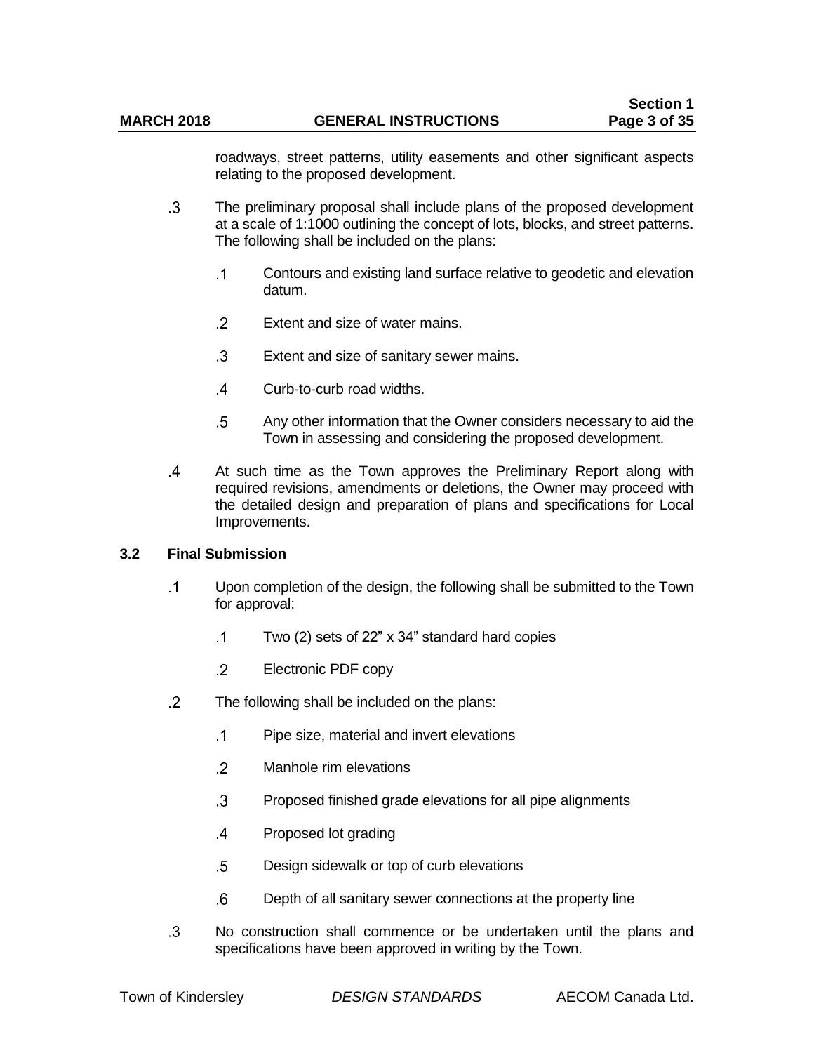roadways, street patterns, utility easements and other significant aspects relating to the proposed development.

.3 The preliminary proposal shall include plans of the proposed development at a scale of 1:1000 outlining the concept of lots, blocks, and street patterns. The following shall be included on the plans:

   .1 Contours and existing land surface relative to geodetic and elevation datum.

   .2 Extent and size of water mains.

   .3 Extent and size of sanitary sewer mains.

   .4 Curb-to-curb road widths.

   .5 Any other information that the Owner considers necessary to aid the Town in assessing and considering the proposed development.

.4 At such time as the Town approves the Preliminary Report along with required revisions, amendments or deletions, the Owner may proceed with the detailed design and preparation of plans and specifications for Local Improvements.

### 3.2 Final Submission

.1 Upon completion of the design, the following shall be submitted to the Town for approval:

   .1 Two (2) sets of 22" x 34" standard hard copies

   .2 Electronic PDF copy

.2 The following shall be included on the plans:

   .1 Pipe size, material and invert elevations

   .2 Manhole rim elevations

   .3 Proposed finished grade elevations for all pipe alignments

   .4 Proposed lot grading

   .5 Design sidewalk or top of curb elevations

   .6 Depth of all sanitary sewer connections at the property line

.3 No construction shall commence or be undertaken until the plans and specifications have been approved in writing by the Town.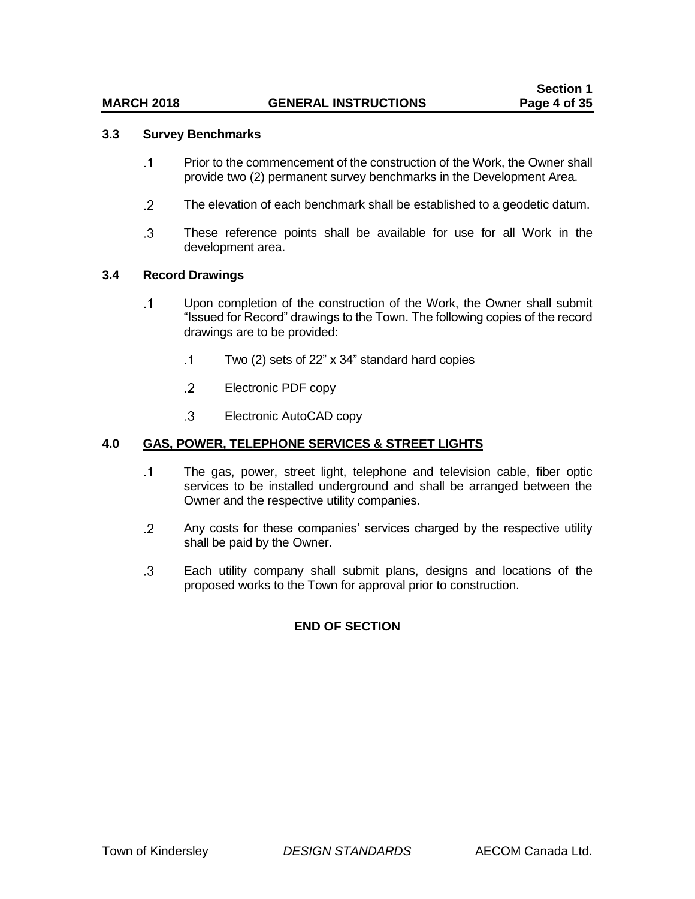### 3.3 Survey Benchmarks

.1 Prior to the commencement of the construction of the Work, the Owner shall provide two (2) permanent survey benchmarks in the Development Area.

.2 The elevation of each benchmark shall be established to a geodetic datum.

.3 These reference points shall be available for use for all Work in the development area.

### 3.4 Record Drawings

.1 Upon completion of the construction of the Work, the Owner shall submit "Issued for Record" drawings to the Town. The following copies of the record drawings are to be provided:

  .1 Two (2) sets of 22" x 34" standard hard copies

  .2 Electronic PDF copy

  .3 Electronic AutoCAD copy

## 4.0 GAS, POWER, TELEPHONE SERVICES & STREET LIGHTS

.1 The gas, power, street light, telephone and television cable, fiber optic services to be installed underground and shall be arranged between the Owner and the respective utility companies.

.2 Any costs for these companies' services charged by the respective utility shall be paid by the Owner.

.3 Each utility company shall submit plans, designs and locations of the proposed works to the Town for approval prior to construction.

**END OF SECTION**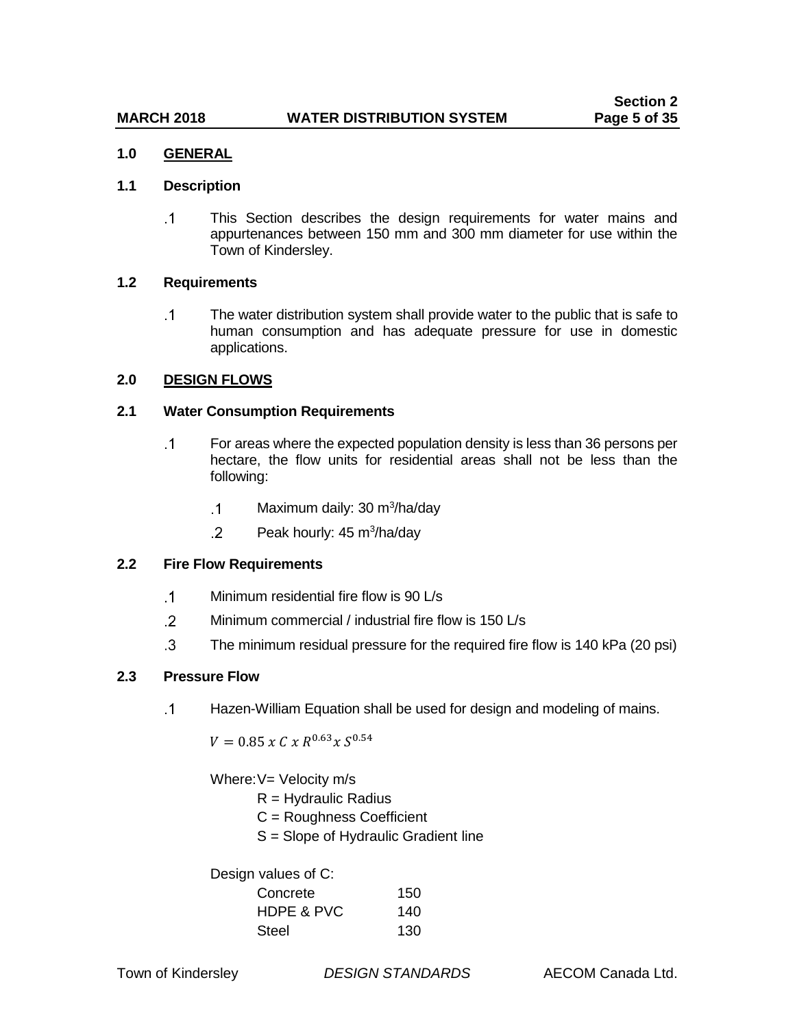## 1.0 GENERAL

### 1.1 Description

.1 This Section describes the design requirements for water mains and appurtenances between 150 mm and 300 mm diameter for use within the Town of Kindersley.

### 1.2 Requirements

.1 The water distribution system shall provide water to the public that is safe to human consumption and has adequate pressure for use in domestic applications.

## 2.0 DESIGN FLOWS

### 2.1 Water Consumption Requirements

.1 For areas where the expected population density is less than 36 persons per hectare, the flow units for residential areas shall not be less than the following:

- .1 Maximum daily: 30 $m^3$/ha/day
- .2 Peak hourly: 45 $m^3$/ha/day

### 2.2 Fire Flow Requirements

.1 Minimum residential fire flow is 90 L/s

.2 Minimum commercial / industrial fire flow is 150 L/s

.3 The minimum residual pressure for the required fire flow is 140 kPa (20 psi)

### 2.3 Pressure Flow

.1 Hazen-William Equation shall be used for design and modeling of mains.

$$V = 0.85 \; x \; C \; x \; R^{0.63} \, x \; S^{0.54}$$

Where: V= Velocity m/s
R = Hydraulic Radius
C = Roughness Coefficient
S = Slope of Hydraulic Gradient line

Design values of C:

| Material | C |
|---|---|
| Concrete | 150 |
| HDPE & PVC | 140 |
| Steel | 130 |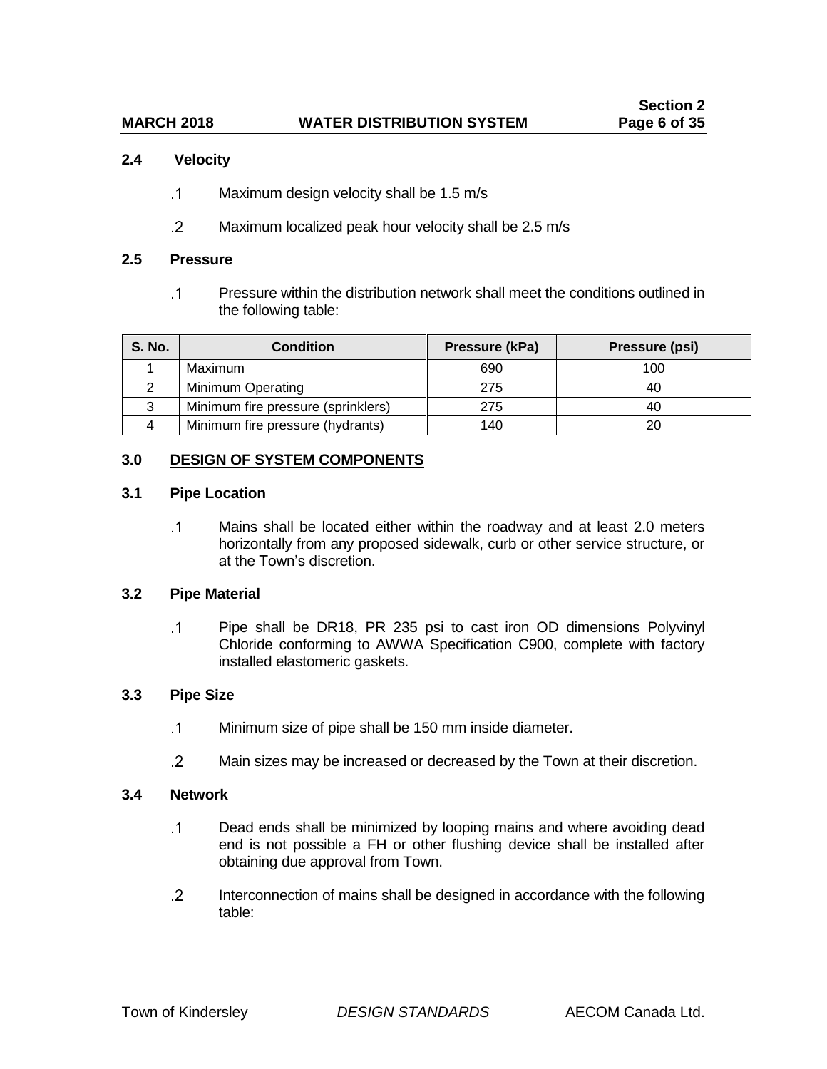### 2.4 Velocity

.1 Maximum design velocity shall be 1.5 m/s

.2 Maximum localized peak hour velocity shall be 2.5 m/s

### 2.5 Pressure

.1 Pressure within the distribution network shall meet the conditions outlined in the following table:

| S. No. | Condition | Pressure (kPa) | Pressure (psi) |
|---|---|---|---|
| 1 | Maximum | 690 | 100 |
| 2 | Minimum Operating | 275 | 40 |
| 3 | Minimum fire pressure (sprinklers) | 275 | 40 |
| 4 | Minimum fire pressure (hydrants) | 140 | 20 |

## 3.0 DESIGN OF SYSTEM COMPONENTS

### 3.1 Pipe Location

.1 Mains shall be located either within the roadway and at least 2.0 meters horizontally from any proposed sidewalk, curb or other service structure, or at the Town's discretion.

### 3.2 Pipe Material

.1 Pipe shall be DR18, PR 235 psi to cast iron OD dimensions Polyvinyl Chloride conforming to AWWA Specification C900, complete with factory installed elastomeric gaskets.

### 3.3 Pipe Size

.1 Minimum size of pipe shall be 150 mm inside diameter.

.2 Main sizes may be increased or decreased by the Town at their discretion.

### 3.4 Network

.1 Dead ends shall be minimized by looping mains and where avoiding dead end is not possible a FH or other flushing device shall be installed after obtaining due approval from Town.

.2 Interconnection of mains shall be designed in accordance with the following table: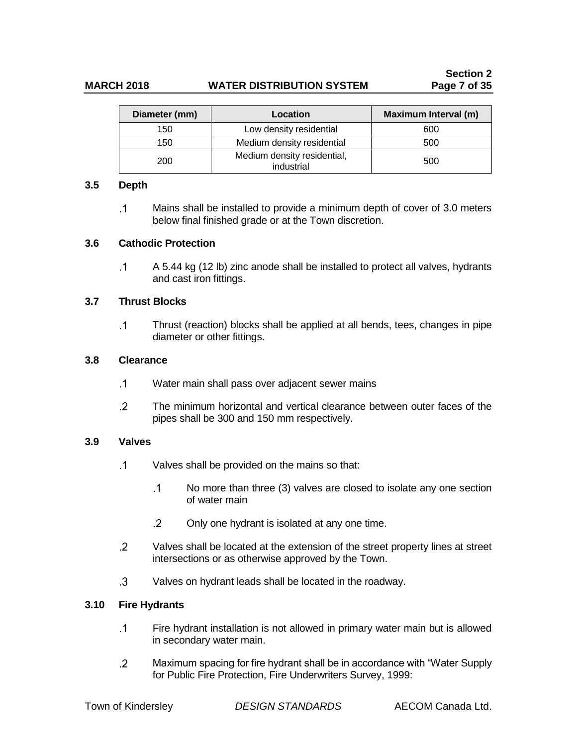| Diameter (mm) | Location | Maximum Interval (m) |
|---|---|---|
| 150 | Low density residential | 600 |
| 150 | Medium density residential | 500 |
| 200 | Medium density residential, industrial | 500 |

### 3.5 Depth

.1 Mains shall be installed to provide a minimum depth of cover of 3.0 meters below final finished grade or at the Town discretion.

### 3.6 Cathodic Protection

.1 A 5.44 kg (12 lb) zinc anode shall be installed to protect all valves, hydrants and cast iron fittings.

### 3.7 Thrust Blocks

.1 Thrust (reaction) blocks shall be applied at all bends, tees, changes in pipe diameter or other fittings.

### 3.8 Clearance

.1 Water main shall pass over adjacent sewer mains

.2 The minimum horizontal and vertical clearance between outer faces of the pipes shall be 300 and 150 mm respectively.

### 3.9 Valves

.1 Valves shall be provided on the mains so that:

  .1 No more than three (3) valves are closed to isolate any one section of water main

  .2 Only one hydrant is isolated at any one time.

.2 Valves shall be located at the extension of the street property lines at street intersections or as otherwise approved by the Town.

.3 Valves on hydrant leads shall be located in the roadway.

### 3.10 Fire Hydrants

.1 Fire hydrant installation is not allowed in primary water main but is allowed in secondary water main.

.2 Maximum spacing for fire hydrant shall be in accordance with "Water Supply for Public Fire Protection, Fire Underwriters Survey, 1999: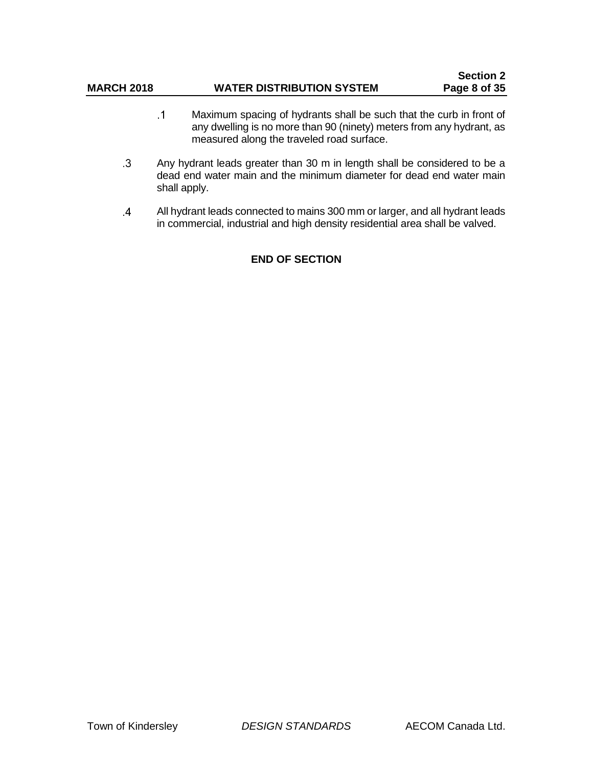.1 Maximum spacing of hydrants shall be such that the curb in front of any dwelling is no more than 90 (ninety) meters from any hydrant, as measured along the traveled road surface.

.3 Any hydrant leads greater than 30 m in length shall be considered to be a dead end water main and the minimum diameter for dead end water main shall apply.

.4 All hydrant leads connected to mains 300 mm or larger, and all hydrant leads in commercial, industrial and high density residential area shall be valved.

**END OF SECTION**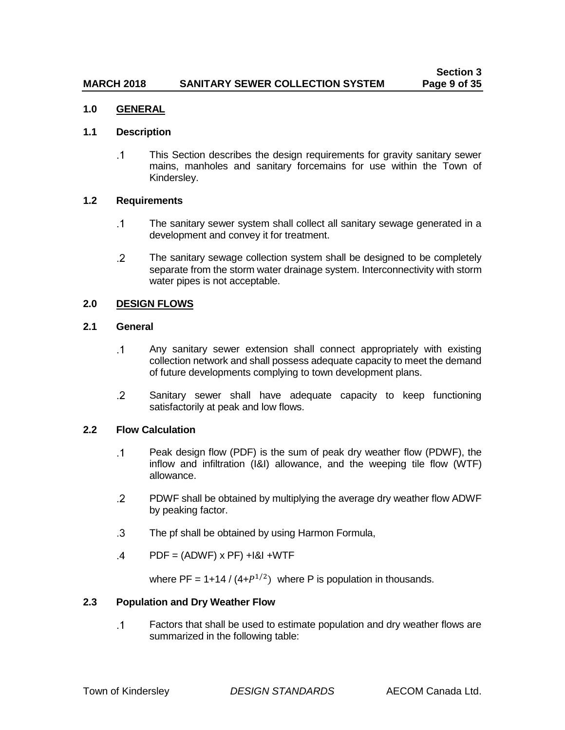## 1.0 GENERAL

### 1.1 Description

.1 This Section describes the design requirements for gravity sanitary sewer mains, manholes and sanitary forcemains for use within the Town of Kindersley.

### 1.2 Requirements

.1 The sanitary sewer system shall collect all sanitary sewage generated in a development and convey it for treatment.

.2 The sanitary sewage collection system shall be designed to be completely separate from the storm water drainage system. Interconnectivity with storm water pipes is not acceptable.

## 2.0 DESIGN FLOWS

### 2.1 General

.1 Any sanitary sewer extension shall connect appropriately with existing collection network and shall possess adequate capacity to meet the demand of future developments complying to town development plans.

.2 Sanitary sewer shall have adequate capacity to keep functioning satisfactorily at peak and low flows.

### 2.2 Flow Calculation

.1 Peak design flow (PDF) is the sum of peak dry weather flow (PDWF), the inflow and infiltration (I&I) allowance, and the weeping tile flow (WTF) allowance.

.2 PDWF shall be obtained by multiplying the average dry weather flow ADWF by peaking factor.

.3 The pf shall be obtained by using Harmon Formula,

.4 PDF = (ADWF) x PF) +I&I +WTF

where PF = 1+14 / (4+$P^{1/2}$) where P is population in thousands.

### 2.3 Population and Dry Weather Flow

.1 Factors that shall be used to estimate population and dry weather flows are summarized in the following table: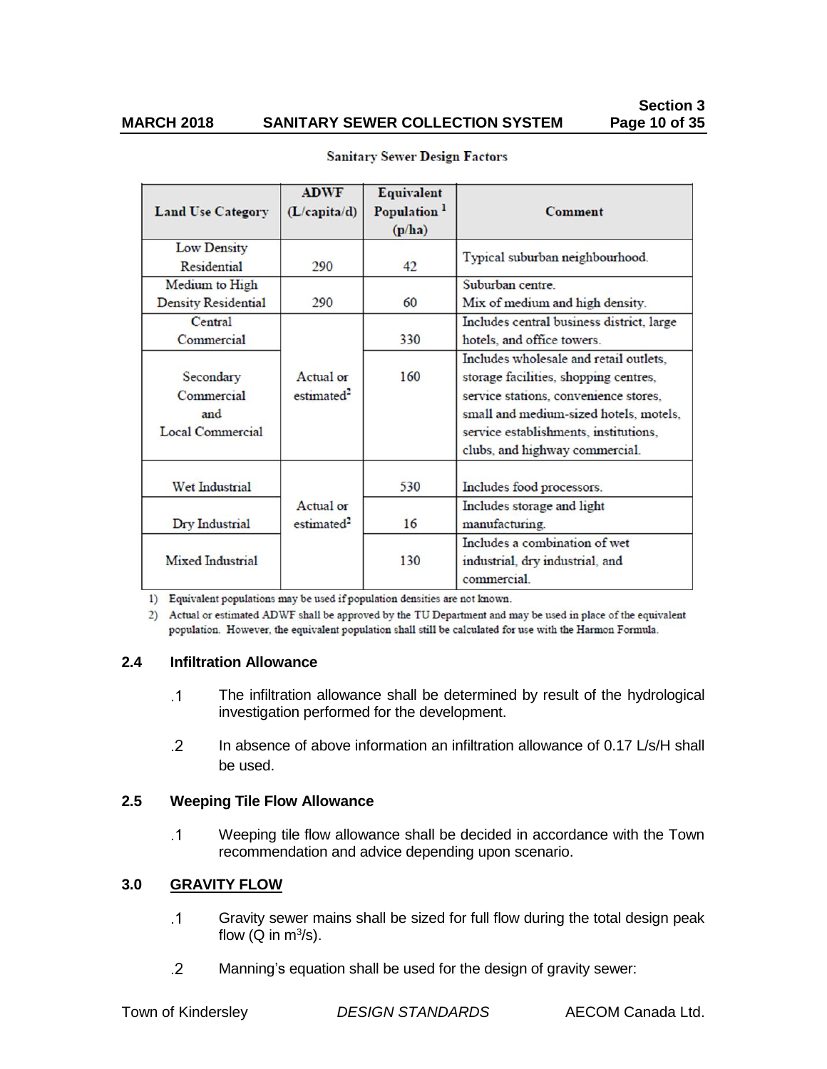**Sanitary Sewer Design Factors**

| Land Use Category | ADWF (L/capita/d) | Equivalent Population [1] (p/ha) | Comment |
|---|---|---|---|
| Low Density Residential | 290 | 42 | Typical suburban neighbourhood. |
| Medium to High Density Residential | 290 | 60 | Suburban centre. Mix of medium and high density. |
| Central Commercial | Actual or estimated[2] | 330 | Includes central business district, large hotels, and office towers. |
| Secondary Commercial and Local Commercial | | 160 | Includes wholesale and retail outlets, storage facilities, shopping centres, service stations, convenience stores, small and medium-sized hotels, motels, service establishments, institutions, clubs, and highway commercial. |
| Wet Industrial | Actual or estimated[2] | 530 | Includes food processors. |
| Dry Industrial | | 16 | Includes storage and light manufacturing. |
| Mixed Industrial | | 130 | Includes a combination of wet industrial, dry industrial, and commercial. |

1) Equivalent populations may be used if population densities are not known.

2) Actual or estimated ADWF shall be approved by the TU Department and may be used in place of the equivalent population. However, the equivalent population shall still be calculated for use with the Harmon Formula.

### 2.4 Infiltration Allowance

.1 The infiltration allowance shall be determined by result of the hydrological investigation performed for the development.

.2 In absence of above information an infiltration allowance of 0.17 L/s/H shall be used.

### 2.5 Weeping Tile Flow Allowance

.1 Weeping tile flow allowance shall be decided in accordance with the Town recommendation and advice depending upon scenario.

## 3.0 GRAVITY FLOW

.1 Gravity sewer mains shall be sized for full flow during the total design peak flow (Q in $m^3/s$).

.2 Manning's equation shall be used for the design of gravity sewer: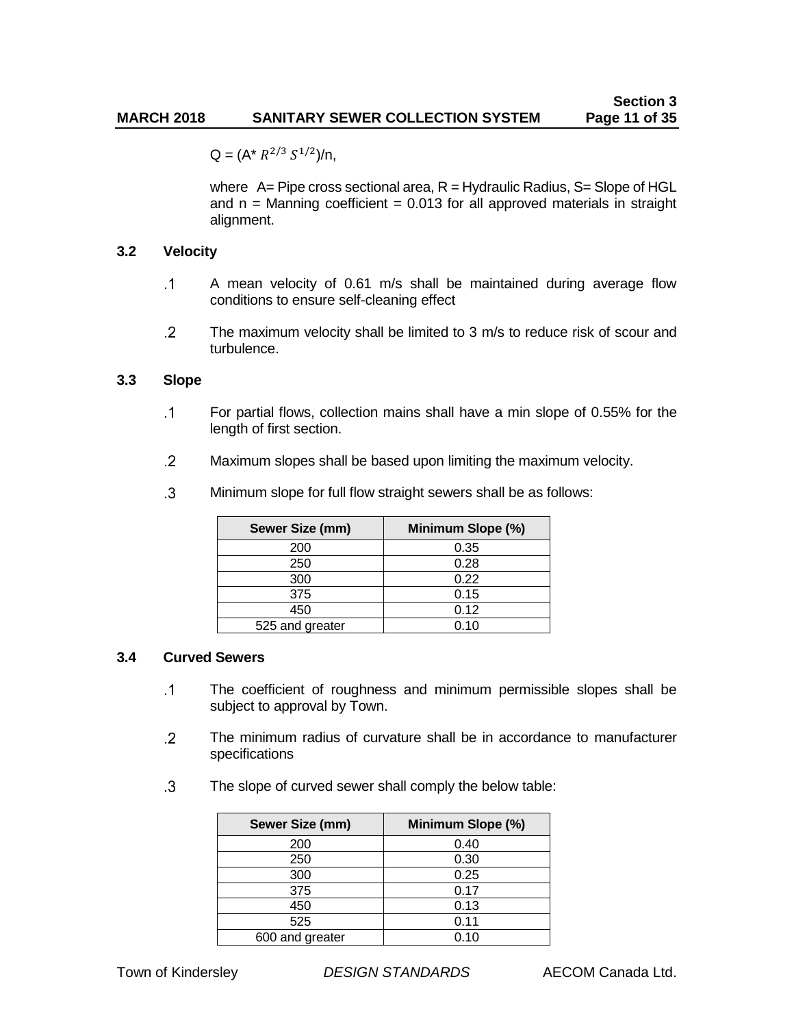Q = (A* $R^{2/3}$ $S^{1/2}$)/n,

where A= Pipe cross sectional area, R = Hydraulic Radius, S= Slope of HGL and n = Manning coefficient = 0.013 for all approved materials in straight alignment.

## 3.2 Velocity

.1 A mean velocity of 0.61 m/s shall be maintained during average flow conditions to ensure self-cleaning effect

.2 The maximum velocity shall be limited to 3 m/s to reduce risk of scour and turbulence.

## 3.3 Slope

.1 For partial flows, collection mains shall have a min slope of 0.55% for the length of first section.

.2 Maximum slopes shall be based upon limiting the maximum velocity.

.3 Minimum slope for full flow straight sewers shall be as follows:

| Sewer Size (mm) | Minimum Slope (%) |
|---|---|
| 200 | 0.35 |
| 250 | 0.28 |
| 300 | 0.22 |
| 375 | 0.15 |
| 450 | 0.12 |
| 525 and greater | 0.10 |

## 3.4 Curved Sewers

.1 The coefficient of roughness and minimum permissible slopes shall be subject to approval by Town.

.2 The minimum radius of curvature shall be in accordance to manufacturer specifications

.3 The slope of curved sewer shall comply the below table:

| Sewer Size (mm) | Minimum Slope (%) |
|---|---|
| 200 | 0.40 |
| 250 | 0.30 |
| 300 | 0.25 |
| 375 | 0.17 |
| 450 | 0.13 |
| 525 | 0.11 |
| 600 and greater | 0.10 |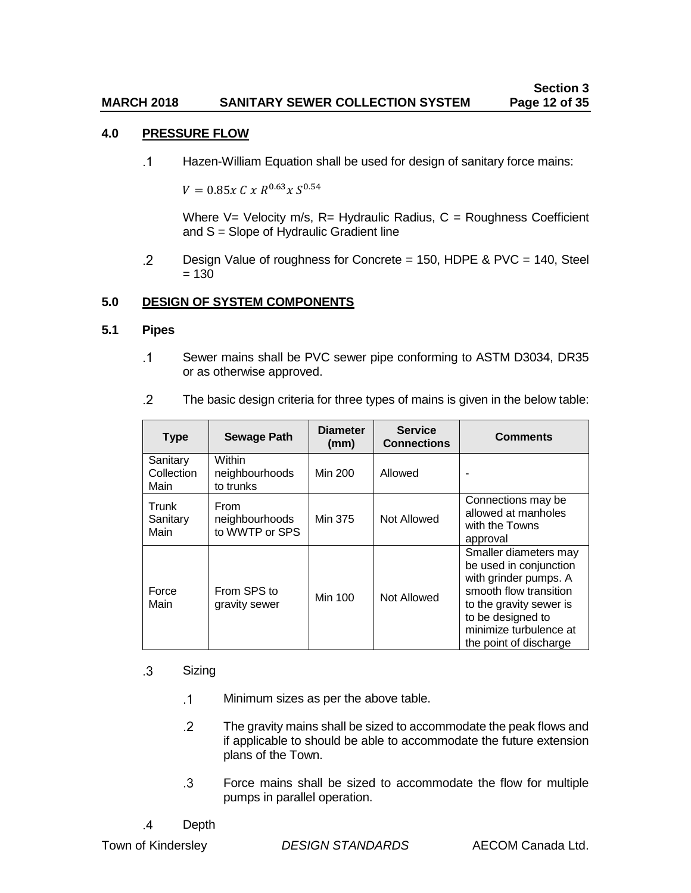## 4.0 PRESSURE FLOW

.1 Hazen-William Equation shall be used for design of sanitary force mains:

$$V = 0.85x\ C\ x\ R^{0.63} x\ S^{0.54}$$

Where V= Velocity m/s, R= Hydraulic Radius, C = Roughness Coefficient and S = Slope of Hydraulic Gradient line

.2 Design Value of roughness for Concrete = 150, HDPE & PVC = 140, Steel = 130

## 5.0 DESIGN OF SYSTEM COMPONENTS

### 5.1 Pipes

.1 Sewer mains shall be PVC sewer pipe conforming to ASTM D3034, DR35 or as otherwise approved.

.2 The basic design criteria for three types of mains is given in the below table:

| Type | Sewage Path | Diameter (mm) | Service Connections | Comments |
|---|---|---|---|---|
| Sanitary Collection Main | Within neighbourhoods to trunks | Min 200 | Allowed | - |
| Trunk Sanitary Main | From neighbourhoods to WWTP or SPS | Min 375 | Not Allowed | Connections may be allowed at manholes with the Towns approval |
| Force Main | From SPS to gravity sewer | Min 100 | Not Allowed | Smaller diameters may be used in conjunction with grinder pumps. A smooth flow transition to the gravity sewer is to be designed to minimize turbulence at the point of discharge |

.3 Sizing

.1 Minimum sizes as per the above table.

.2 The gravity mains shall be sized to accommodate the peak flows and if applicable to should be able to accommodate the future extension plans of the Town.

.3 Force mains shall be sized to accommodate the flow for multiple pumps in parallel operation.

.4 Depth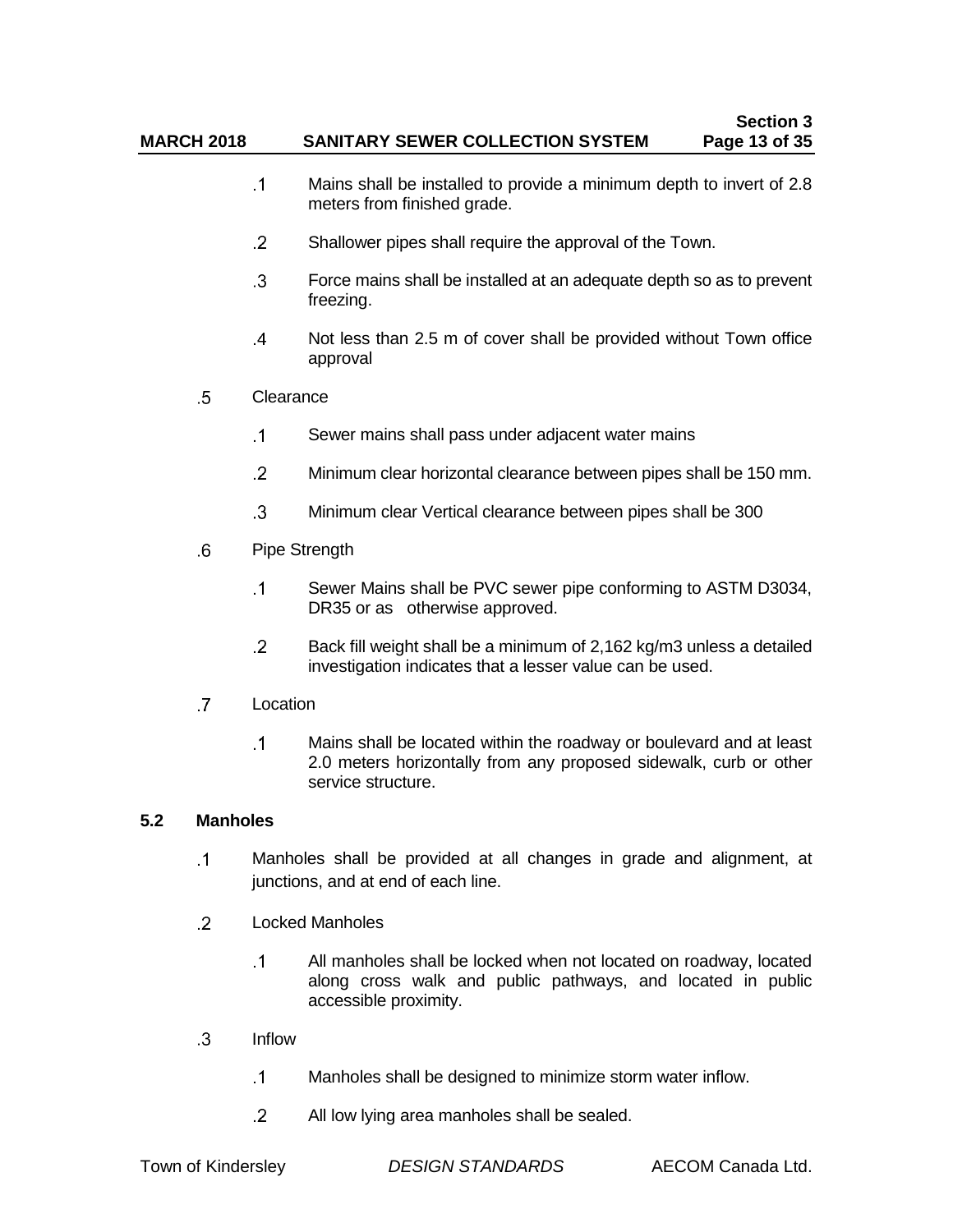.1 Mains shall be installed to provide a minimum depth to invert of 2.8 meters from finished grade.

.2 Shallower pipes shall require the approval of the Town.

.3 Force mains shall be installed at an adequate depth so as to prevent freezing.

.4 Not less than 2.5 m of cover shall be provided without Town office approval

.5 Clearance

.1 Sewer mains shall pass under adjacent water mains

.2 Minimum clear horizontal clearance between pipes shall be 150 mm.

.3 Minimum clear Vertical clearance between pipes shall be 300

.6 Pipe Strength

.1 Sewer Mains shall be PVC sewer pipe conforming to ASTM D3034, DR35 or as otherwise approved.

.2 Back fill weight shall be a minimum of 2,162 kg/m3 unless a detailed investigation indicates that a lesser value can be used.

.7 Location

.1 Mains shall be located within the roadway or boulevard and at least 2.0 meters horizontally from any proposed sidewalk, curb or other service structure.

## 5.2 Manholes

.1 Manholes shall be provided at all changes in grade and alignment, at junctions, and at end of each line.

.2 Locked Manholes

.1 All manholes shall be locked when not located on roadway, located along cross walk and public pathways, and located in public accessible proximity.

.3 Inflow

.1 Manholes shall be designed to minimize storm water inflow.

.2 All low lying area manholes shall be sealed.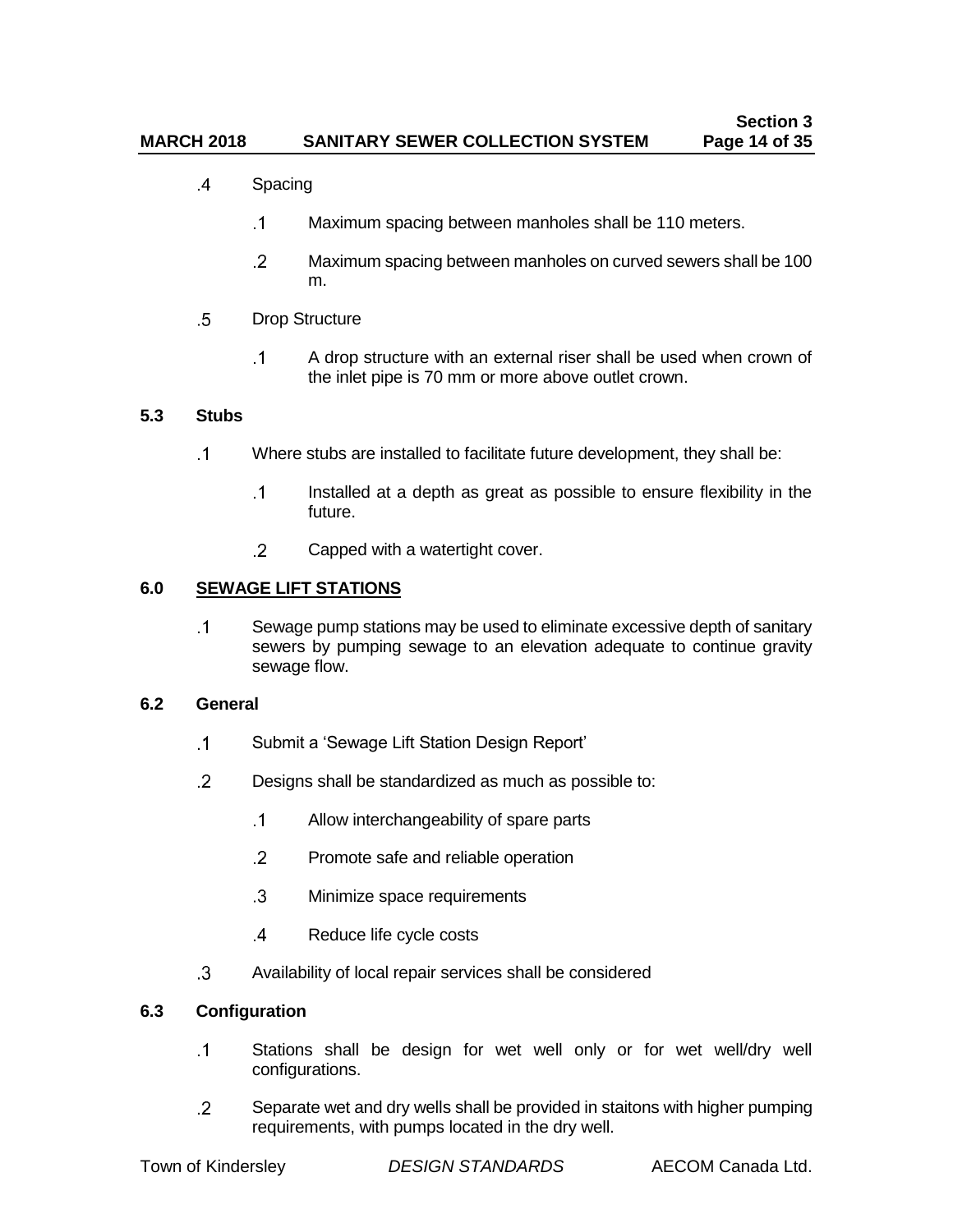.4 Spacing

  .1 Maximum spacing between manholes shall be 110 meters.

  .2 Maximum spacing between manholes on curved sewers shall be 100 m.

.5 Drop Structure

  .1 A drop structure with an external riser shall be used when crown of the inlet pipe is 70 mm or more above outlet crown.

### 5.3 Stubs

.1 Where stubs are installed to facilitate future development, they shall be:

  .1 Installed at a depth as great as possible to ensure flexibility in the future.

  .2 Capped with a watertight cover.

## 6.0 SEWAGE LIFT STATIONS

.1 Sewage pump stations may be used to eliminate excessive depth of sanitary sewers by pumping sewage to an elevation adequate to continue gravity sewage flow.

### 6.2 General

.1 Submit a 'Sewage Lift Station Design Report'

.2 Designs shall be standardized as much as possible to:

  .1 Allow interchangeability of spare parts

  .2 Promote safe and reliable operation

  .3 Minimize space requirements

  .4 Reduce life cycle costs

.3 Availability of local repair services shall be considered

### 6.3 Configuration

.1 Stations shall be design for wet well only or for wet well/dry well configurations.

.2 Separate wet and dry wells shall be provided in staitons with higher pumping requirements, with pumps located in the dry well.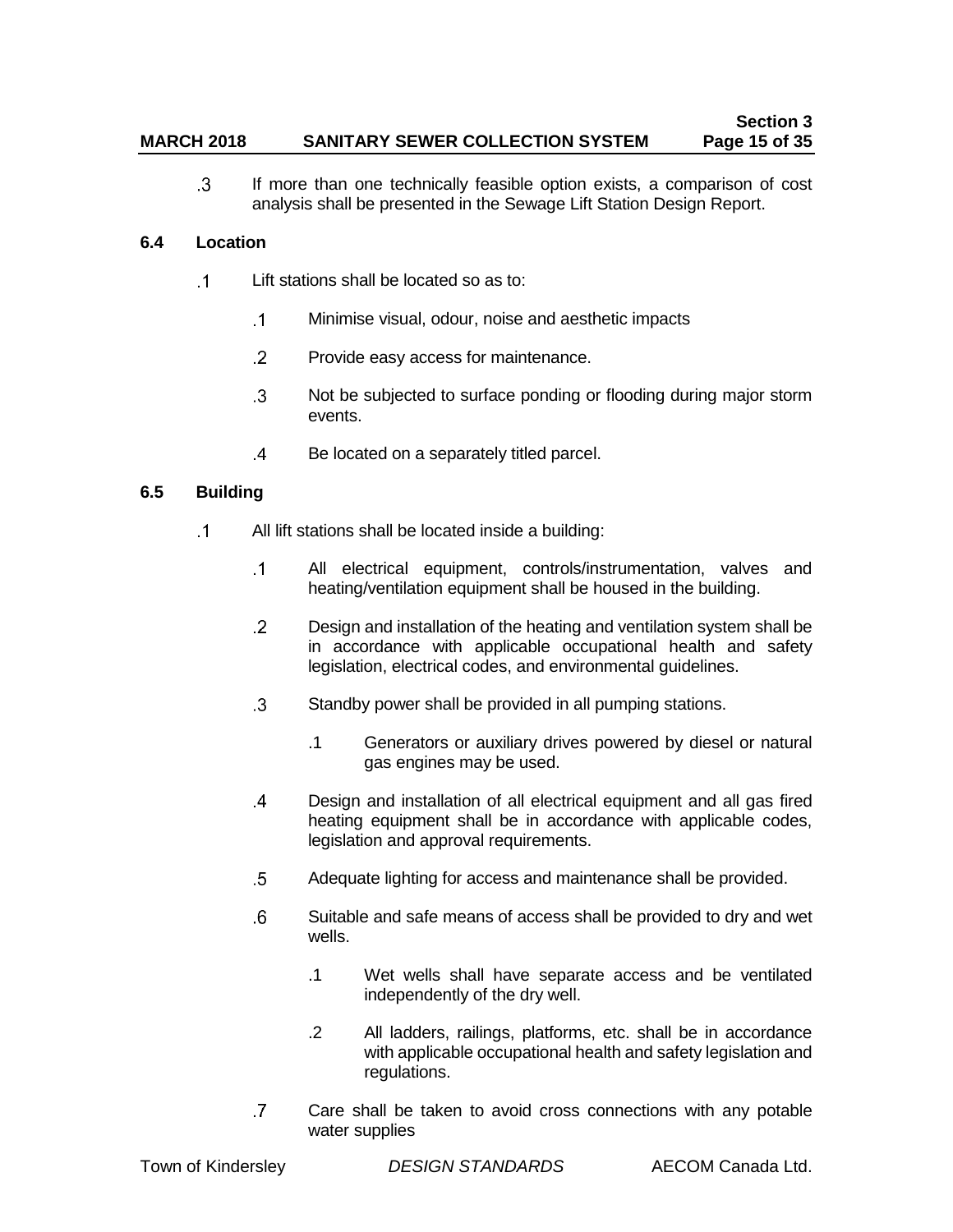.3 If more than one technically feasible option exists, a comparison of cost analysis shall be presented in the Sewage Lift Station Design Report.

### 6.4 Location

.1 Lift stations shall be located so as to:

  .1 Minimise visual, odour, noise and aesthetic impacts

  .2 Provide easy access for maintenance.

  .3 Not be subjected to surface ponding or flooding during major storm events.

  .4 Be located on a separately titled parcel.

### 6.5 Building

.1 All lift stations shall be located inside a building:

  .1 All electrical equipment, controls/instrumentation, valves and heating/ventilation equipment shall be housed in the building.

  .2 Design and installation of the heating and ventilation system shall be in accordance with applicable occupational health and safety legislation, electrical codes, and environmental guidelines.

  .3 Standby power shall be provided in all pumping stations.

    .1 Generators or auxiliary drives powered by diesel or natural gas engines may be used.

  .4 Design and installation of all electrical equipment and all gas fired heating equipment shall be in accordance with applicable codes, legislation and approval requirements.

  .5 Adequate lighting for access and maintenance shall be provided.

  .6 Suitable and safe means of access shall be provided to dry and wet wells.

    .1 Wet wells shall have separate access and be ventilated independently of the dry well.

    .2 All ladders, railings, platforms, etc. shall be in accordance with applicable occupational health and safety legislation and regulations.

  .7 Care shall be taken to avoid cross connections with any potable water supplies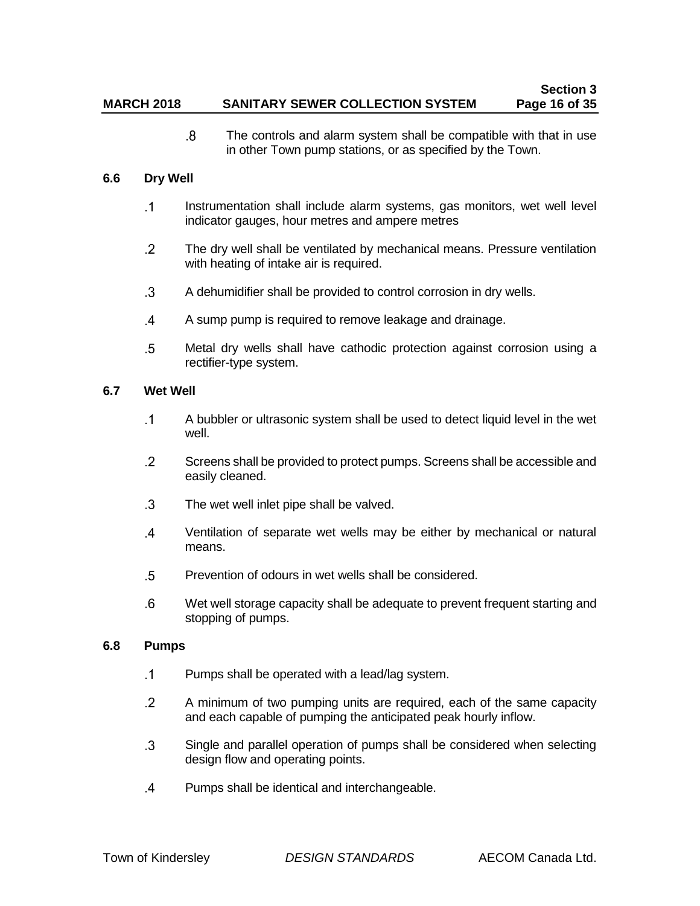.8 The controls and alarm system shall be compatible with that in use in other Town pump stations, or as specified by the Town.

### 6.6 Dry Well

.1 Instrumentation shall include alarm systems, gas monitors, wet well level indicator gauges, hour metres and ampere metres

.2 The dry well shall be ventilated by mechanical means. Pressure ventilation with heating of intake air is required.

.3 A dehumidifier shall be provided to control corrosion in dry wells.

.4 A sump pump is required to remove leakage and drainage.

.5 Metal dry wells shall have cathodic protection against corrosion using a rectifier-type system.

### 6.7 Wet Well

.1 A bubbler or ultrasonic system shall be used to detect liquid level in the wet well.

.2 Screens shall be provided to protect pumps. Screens shall be accessible and easily cleaned.

.3 The wet well inlet pipe shall be valved.

.4 Ventilation of separate wet wells may be either by mechanical or natural means.

.5 Prevention of odours in wet wells shall be considered.

.6 Wet well storage capacity shall be adequate to prevent frequent starting and stopping of pumps.

### 6.8 Pumps

.1 Pumps shall be operated with a lead/lag system.

.2 A minimum of two pumping units are required, each of the same capacity and each capable of pumping the anticipated peak hourly inflow.

.3 Single and parallel operation of pumps shall be considered when selecting design flow and operating points.

.4 Pumps shall be identical and interchangeable.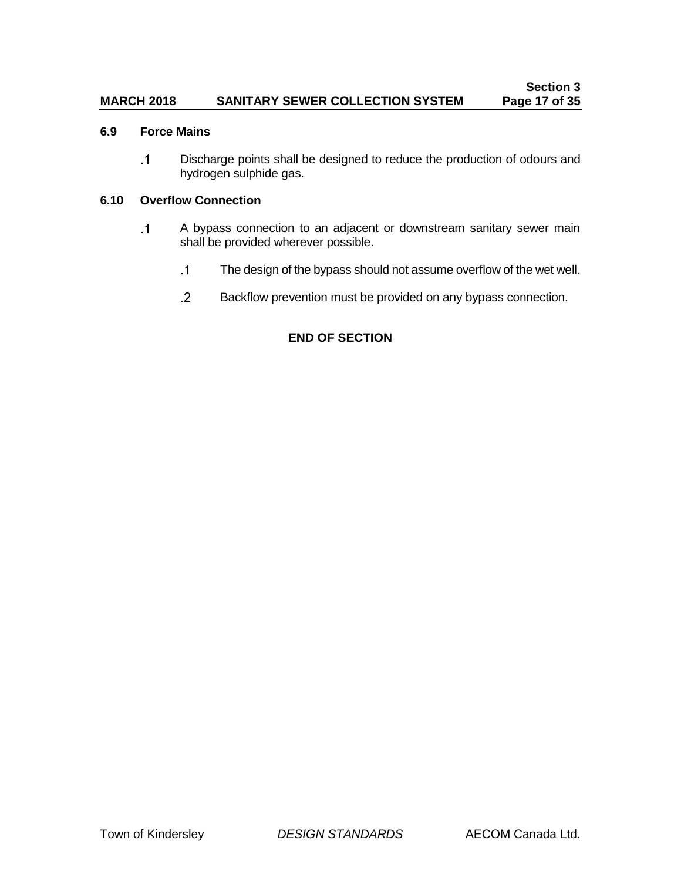### 6.9 Force Mains

.1 Discharge points shall be designed to reduce the production of odours and hydrogen sulphide gas.

### 6.10 Overflow Connection

.1 A bypass connection to an adjacent or downstream sanitary sewer main shall be provided wherever possible.

  .1 The design of the bypass should not assume overflow of the wet well.

  .2 Backflow prevention must be provided on any bypass connection.

**END OF SECTION**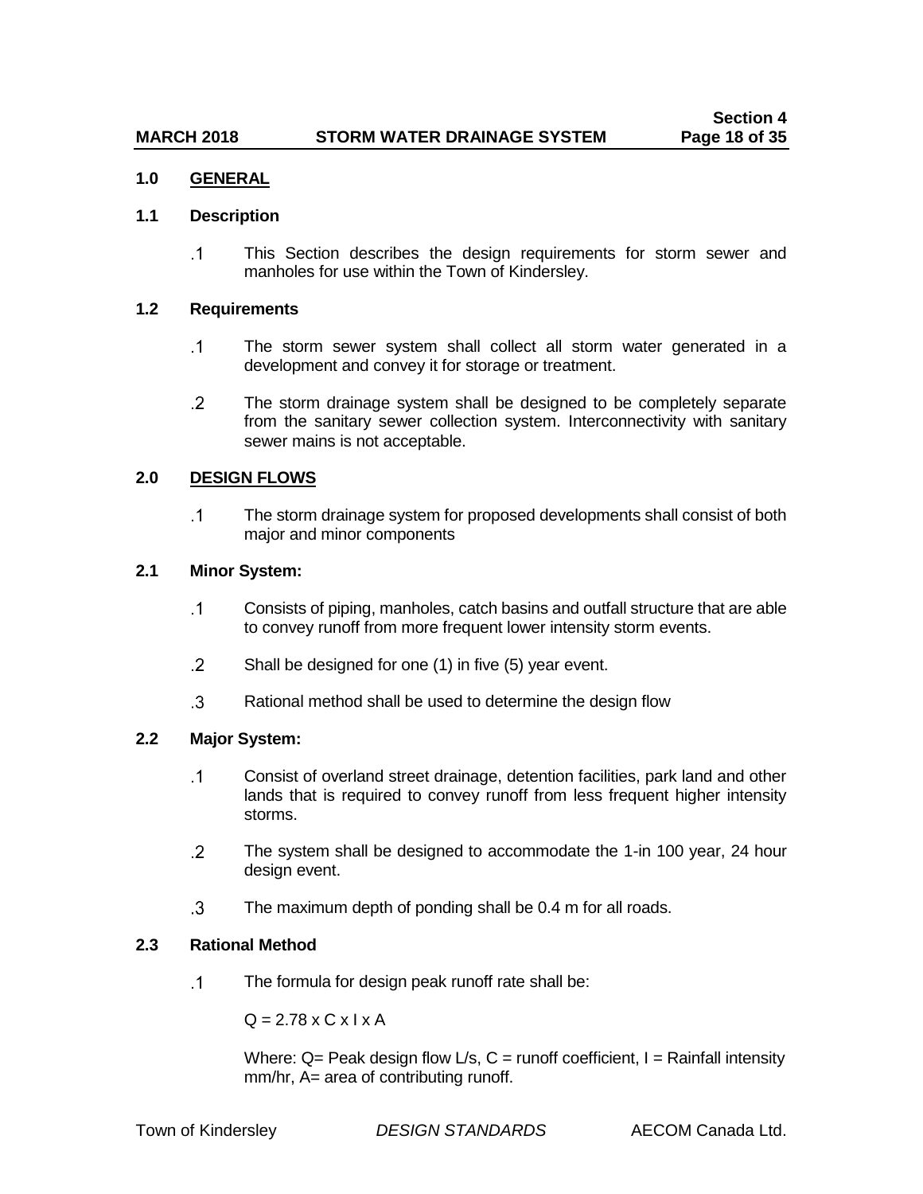## 1.0 GENERAL

### 1.1 Description

.1 This Section describes the design requirements for storm sewer and manholes for use within the Town of Kindersley.

### 1.2 Requirements

.1 The storm sewer system shall collect all storm water generated in a development and convey it for storage or treatment.

.2 The storm drainage system shall be designed to be completely separate from the sanitary sewer collection system. Interconnectivity with sanitary sewer mains is not acceptable.

## 2.0 DESIGN FLOWS

.1 The storm drainage system for proposed developments shall consist of both major and minor components

### 2.1 Minor System:

.1 Consists of piping, manholes, catch basins and outfall structure that are able to convey runoff from more frequent lower intensity storm events.

.2 Shall be designed for one (1) in five (5) year event.

.3 Rational method shall be used to determine the design flow

### 2.2 Major System:

.1 Consist of overland street drainage, detention facilities, park land and other lands that is required to convey runoff from less frequent higher intensity storms.

.2 The system shall be designed to accommodate the 1-in 100 year, 24 hour design event.

.3 The maximum depth of ponding shall be 0.4 m for all roads.

### 2.3 Rational Method

.1 The formula for design peak runoff rate shall be:

$$Q = 2.78 \times C \times I \times A$$

Where: Q= Peak design flow L/s, C = runoff coefficient, I = Rainfall intensity mm/hr, A= area of contributing runoff.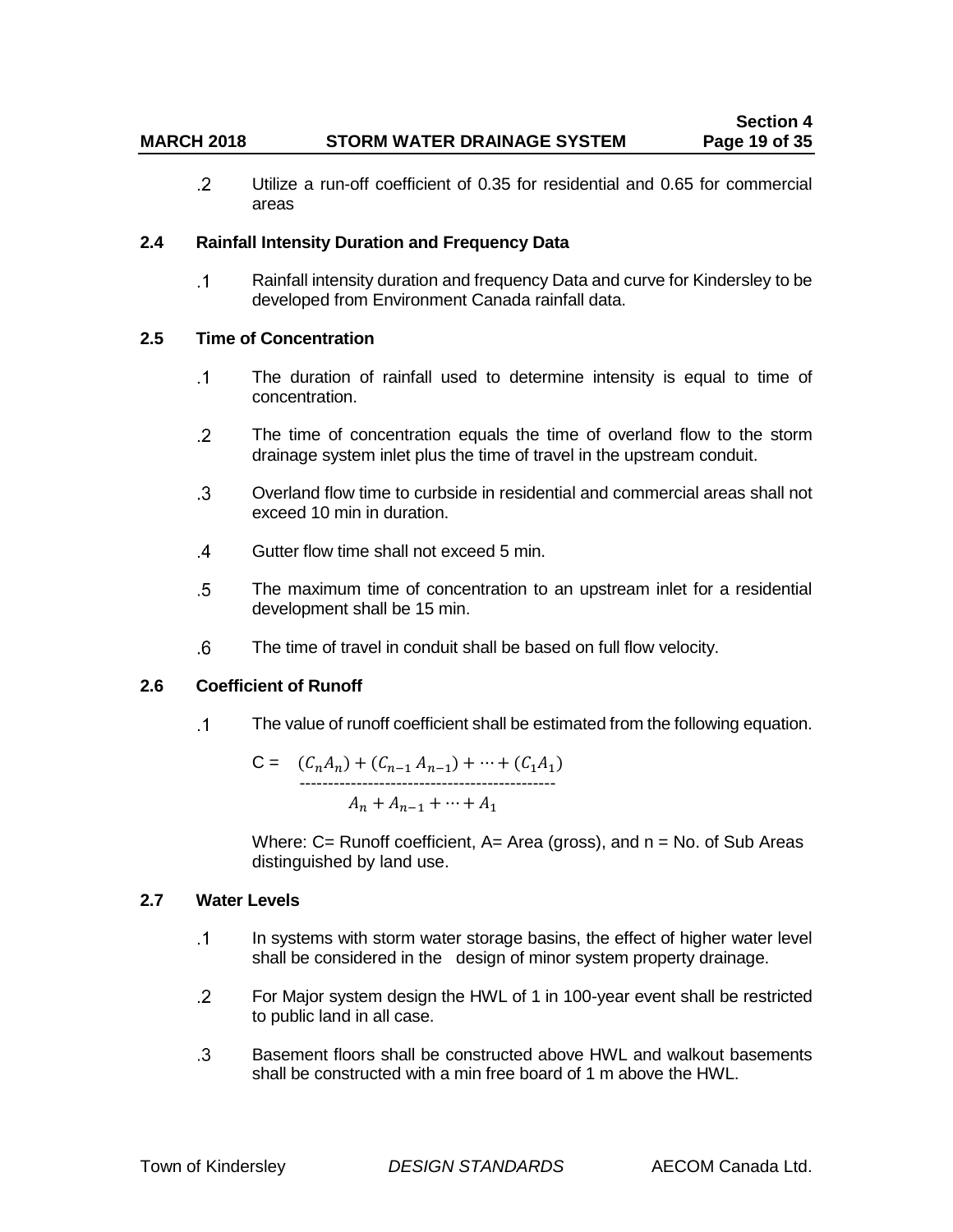.2 Utilize a run-off coefficient of 0.35 for residential and 0.65 for commercial areas

## 2.4 Rainfall Intensity Duration and Frequency Data

.1 Rainfall intensity duration and frequency Data and curve for Kindersley to be developed from Environment Canada rainfall data.

## 2.5 Time of Concentration

.1 The duration of rainfall used to determine intensity is equal to time of concentration.

.2 The time of concentration equals the time of overland flow to the storm drainage system inlet plus the time of travel in the upstream conduit.

.3 Overland flow time to curbside in residential and commercial areas shall not exceed 10 min in duration.

.4 Gutter flow time shall not exceed 5 min.

.5 The maximum time of concentration to an upstream inlet for a residential development shall be 15 min.

.6 The time of travel in conduit shall be based on full flow velocity.

## 2.6 Coefficient of Runoff

.1 The value of runoff coefficient shall be estimated from the following equation.

$$C = \frac{(C_n A_n) + (C_{n-1} A_{n-1}) + \cdots + (C_1 A_1)}{A_n + A_{n-1} + \cdots + A_1}$$

Where: C= Runoff coefficient, A= Area (gross), and n = No. of Sub Areas distinguished by land use.

## 2.7 Water Levels

.1 In systems with storm water storage basins, the effect of higher water level shall be considered in the design of minor system property drainage.

.2 For Major system design the HWL of 1 in 100-year event shall be restricted to public land in all case.

.3 Basement floors shall be constructed above HWL and walkout basements shall be constructed with a min free board of 1 m above the HWL.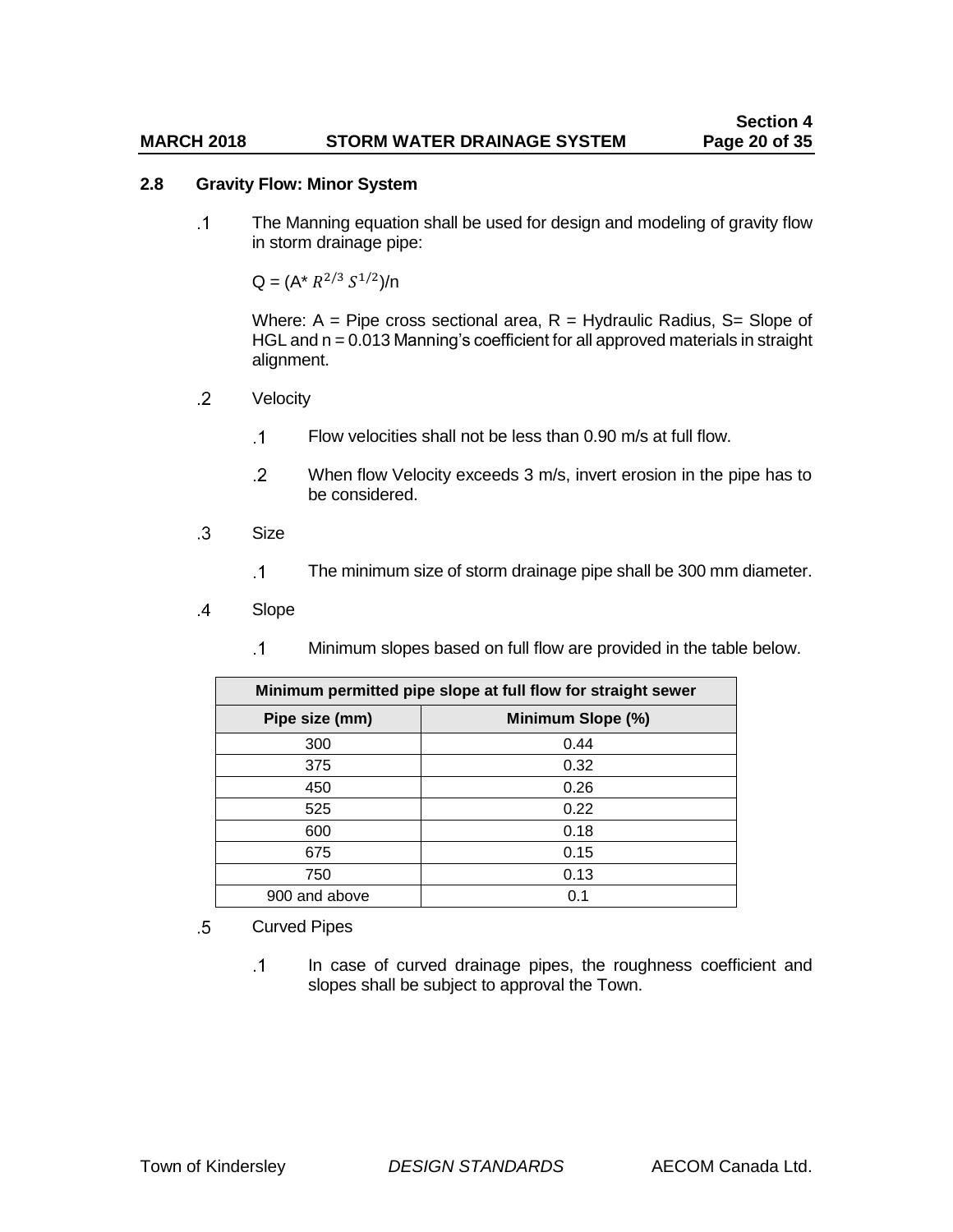### 2.8 Gravity Flow: Minor System

.1 The Manning equation shall be used for design and modeling of gravity flow in storm drainage pipe:

$Q = (A^* R^{2/3} S^{1/2})/n$

Where: A = Pipe cross sectional area, R = Hydraulic Radius, S= Slope of HGL and n = 0.013 Manning's coefficient for all approved materials in straight alignment.

.2 Velocity

- .1 Flow velocities shall not be less than 0.90 m/s at full flow.
- .2 When flow Velocity exceeds 3 m/s, invert erosion in the pipe has to be considered.

.3 Size

- .1 The minimum size of storm drainage pipe shall be 300 mm diameter.

.4 Slope

- .1 Minimum slopes based on full flow are provided in the table below.

| Minimum permitted pipe slope at full flow for straight sewer | |
|---|---|
| **Pipe size (mm)** | **Minimum Slope (%)** |
| 300 | 0.44 |
| 375 | 0.32 |
| 450 | 0.26 |
| 525 | 0.22 |
| 600 | 0.18 |
| 675 | 0.15 |
| 750 | 0.13 |
| 900 and above | 0.1 |

.5 Curved Pipes

- .1 In case of curved drainage pipes, the roughness coefficient and slopes shall be subject to approval the Town.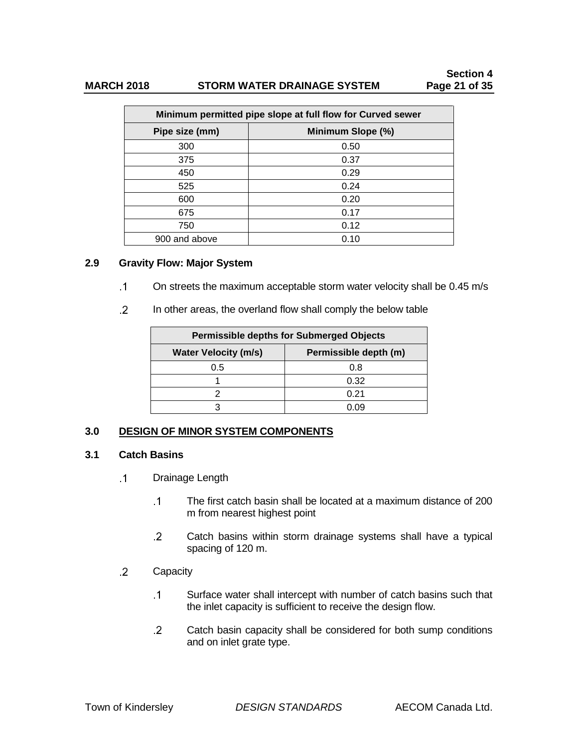| Minimum permitted pipe slope at full flow for Curved sewer | |
|---|---|
| Pipe size (mm) | Minimum Slope (%) |
| 300 | 0.50 |
| 375 | 0.37 |
| 450 | 0.29 |
| 525 | 0.24 |
| 600 | 0.20 |
| 675 | 0.17 |
| 750 | 0.12 |
| 900 and above | 0.10 |

### 2.9 Gravity Flow: Major System

.1 On streets the maximum acceptable storm water velocity shall be 0.45 m/s

.2 In other areas, the overland flow shall comply the below table

| Permissible depths for Submerged Objects | |
|---|---|
| Water Velocity (m/s) | Permissible depth (m) |
| 0.5 | 0.8 |
| 1 | 0.32 |
| 2 | 0.21 |
| 3 | 0.09 |

## 3.0 DESIGN OF MINOR SYSTEM COMPONENTS

### 3.1 Catch Basins

.1 Drainage Length

.1 The first catch basin shall be located at a maximum distance of 200 m from nearest highest point

.2 Catch basins within storm drainage systems shall have a typical spacing of 120 m.

.2 Capacity

.1 Surface water shall intercept with number of catch basins such that the inlet capacity is sufficient to receive the design flow.

.2 Catch basin capacity shall be considered for both sump conditions and on inlet grate type.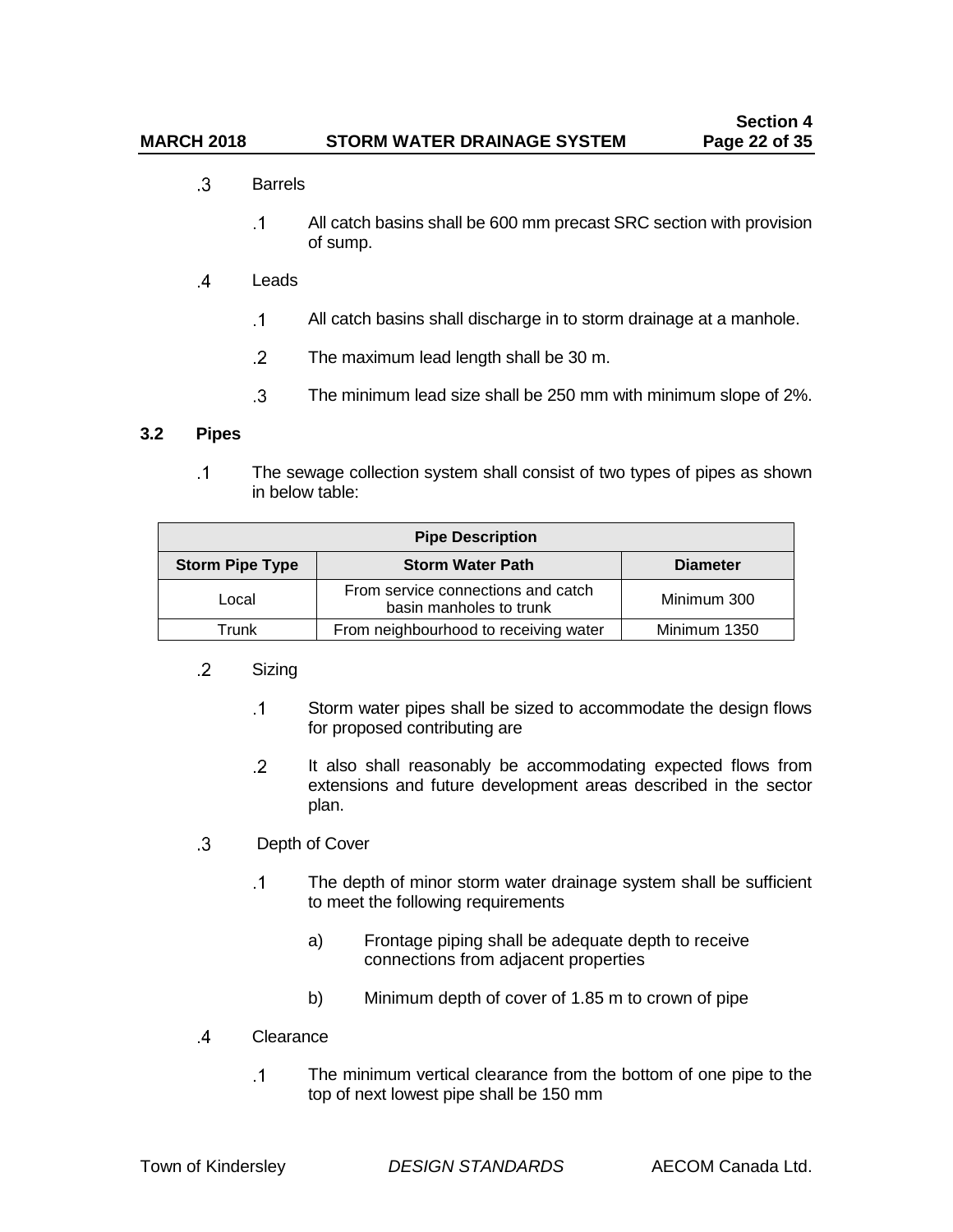.3 Barrels

.1 All catch basins shall be 600 mm precast SRC section with provision of sump.

.4 Leads

.1 All catch basins shall discharge in to storm drainage at a manhole.

.2 The maximum lead length shall be 30 m.

.3 The minimum lead size shall be 250 mm with minimum slope of 2%.

### 3.2 Pipes

.1 The sewage collection system shall consist of two types of pipes as shown in below table:

| Pipe Description | | |
|---|---|---|
| **Storm Pipe Type** | **Storm Water Path** | **Diameter** |
| Local | From service connections and catch basin manholes to trunk | Minimum 300 |
| Trunk | From neighbourhood to receiving water | Minimum 1350 |

.2 Sizing

.1 Storm water pipes shall be sized to accommodate the design flows for proposed contributing are

.2 It also shall reasonably be accommodating expected flows from extensions and future development areas described in the sector plan.

.3 Depth of Cover

.1 The depth of minor storm water drainage system shall be sufficient to meet the following requirements

a) Frontage piping shall be adequate depth to receive connections from adjacent properties

b) Minimum depth of cover of 1.85 m to crown of pipe

.4 Clearance

.1 The minimum vertical clearance from the bottom of one pipe to the top of next lowest pipe shall be 150 mm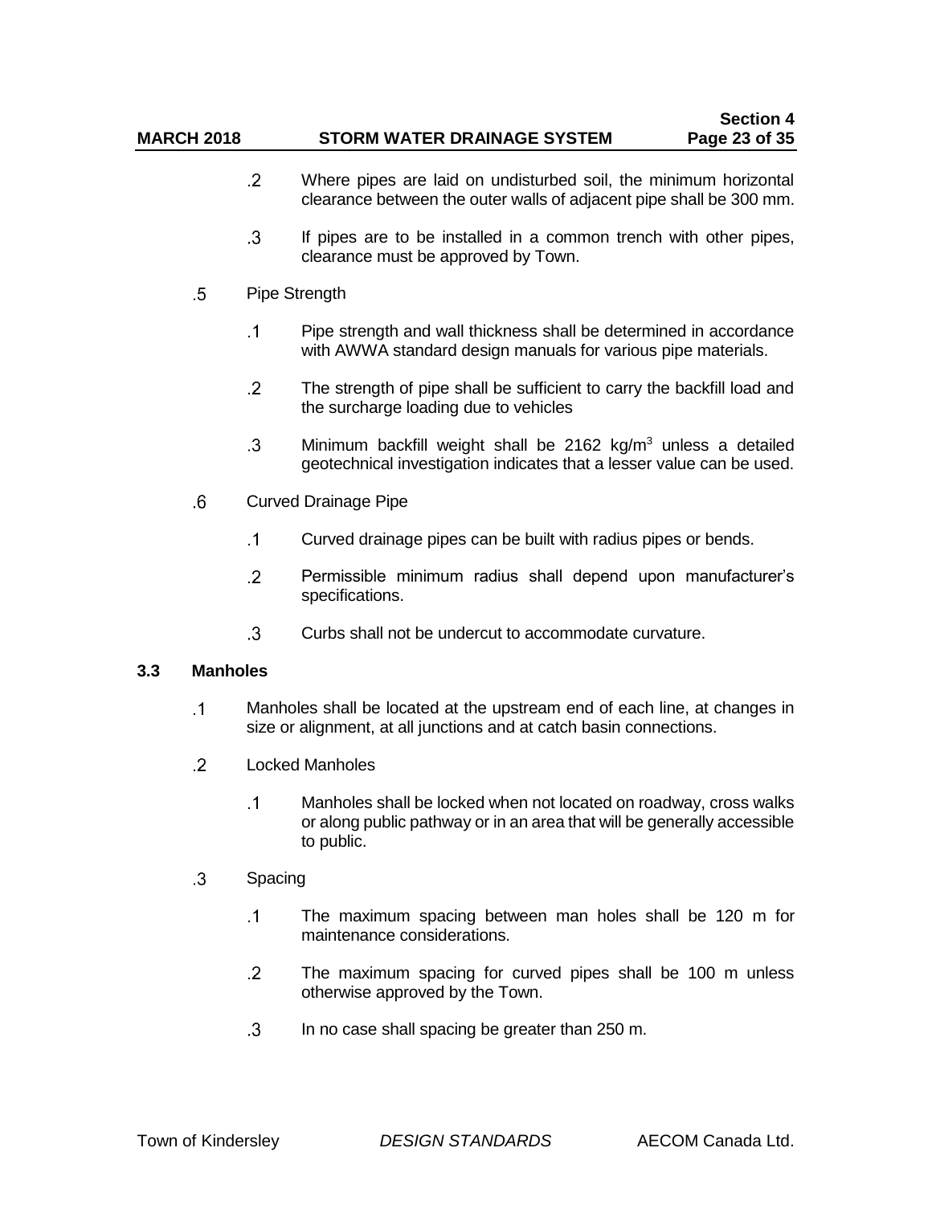.2 Where pipes are laid on undisturbed soil, the minimum horizontal clearance between the outer walls of adjacent pipe shall be 300 mm.

.3 If pipes are to be installed in a common trench with other pipes, clearance must be approved by Town.

.5 Pipe Strength

.1 Pipe strength and wall thickness shall be determined in accordance with AWWA standard design manuals for various pipe materials.

.2 The strength of pipe shall be sufficient to carry the backfill load and the surcharge loading due to vehicles

.3 Minimum backfill weight shall be 2162 $kg/m^3$ unless a detailed geotechnical investigation indicates that a lesser value can be used.

.6 Curved Drainage Pipe

.1 Curved drainage pipes can be built with radius pipes or bends.

.2 Permissible minimum radius shall depend upon manufacturer's specifications.

.3 Curbs shall not be undercut to accommodate curvature.

### 3.3 Manholes

.1 Manholes shall be located at the upstream end of each line, at changes in size or alignment, at all junctions and at catch basin connections.

.2 Locked Manholes

.1 Manholes shall be locked when not located on roadway, cross walks or along public pathway or in an area that will be generally accessible to public.

.3 Spacing

.1 The maximum spacing between man holes shall be 120 m for maintenance considerations.

.2 The maximum spacing for curved pipes shall be 100 m unless otherwise approved by the Town.

.3 In no case shall spacing be greater than 250 m.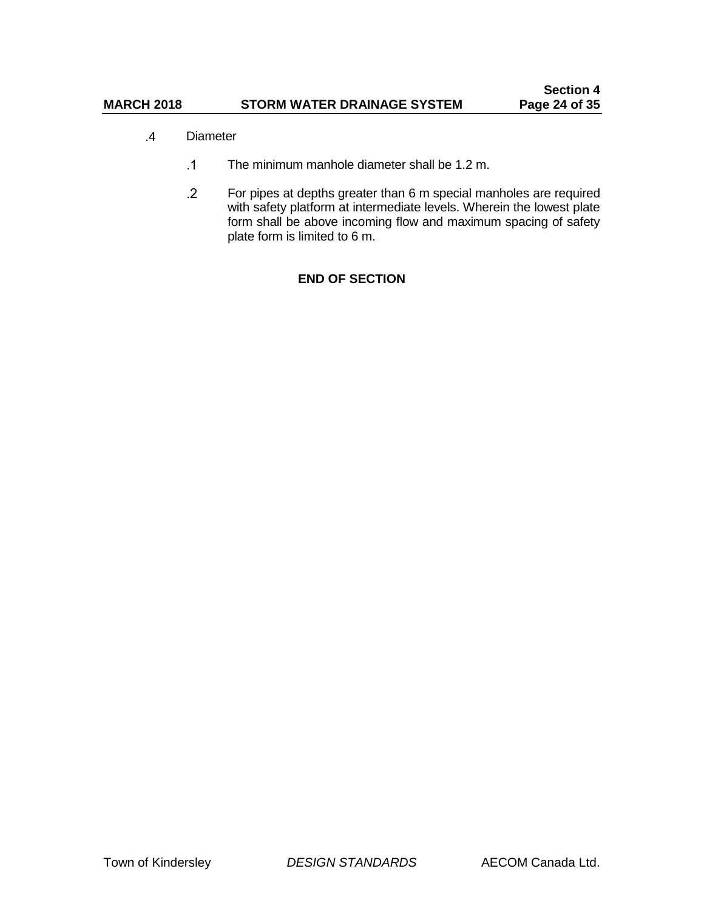.4 Diameter

.1 The minimum manhole diameter shall be 1.2 m.

.2 For pipes at depths greater than 6 m special manholes are required with safety platform at intermediate levels. Wherein the lowest plate form shall be above incoming flow and maximum spacing of safety plate form is limited to 6 m.

**END OF SECTION**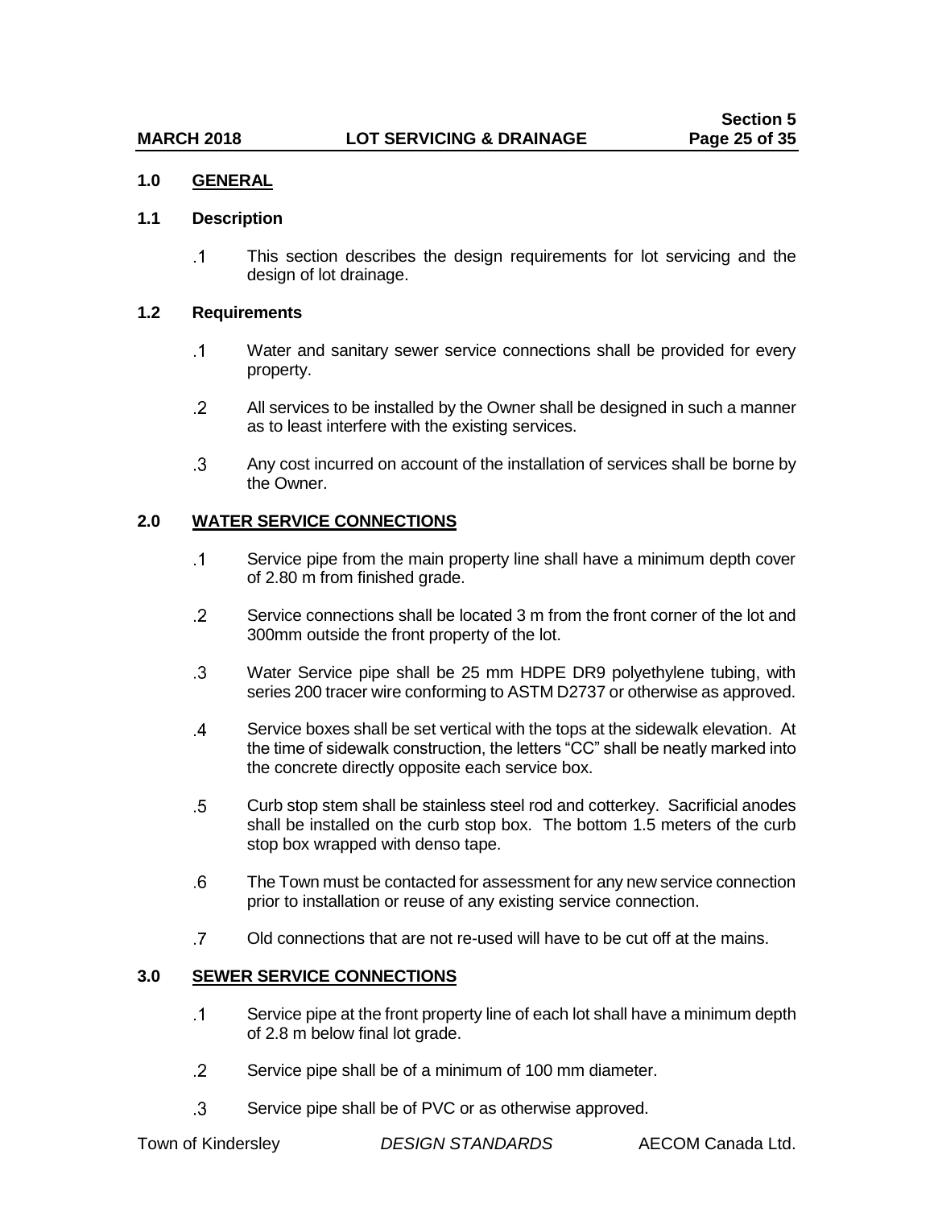## 1.0 GENERAL

### 1.1 Description

.1 This section describes the design requirements for lot servicing and the design of lot drainage.

### 1.2 Requirements

.1 Water and sanitary sewer service connections shall be provided for every property.

.2 All services to be installed by the Owner shall be designed in such a manner as to least interfere with the existing services.

.3 Any cost incurred on account of the installation of services shall be borne by the Owner.

## 2.0 WATER SERVICE CONNECTIONS

.1 Service pipe from the main property line shall have a minimum depth cover of 2.80 m from finished grade.

.2 Service connections shall be located 3 m from the front corner of the lot and 300mm outside the front property of the lot.

.3 Water Service pipe shall be 25 mm HDPE DR9 polyethylene tubing, with series 200 tracer wire conforming to ASTM D2737 or otherwise as approved.

.4 Service boxes shall be set vertical with the tops at the sidewalk elevation. At the time of sidewalk construction, the letters "CC" shall be neatly marked into the concrete directly opposite each service box.

.5 Curb stop stem shall be stainless steel rod and cotterkey. Sacrificial anodes shall be installed on the curb stop box. The bottom 1.5 meters of the curb stop box wrapped with denso tape.

.6 The Town must be contacted for assessment for any new service connection prior to installation or reuse of any existing service connection.

.7 Old connections that are not re-used will have to be cut off at the mains.

## 3.0 SEWER SERVICE CONNECTIONS

.1 Service pipe at the front property line of each lot shall have a minimum depth of 2.8 m below final lot grade.

.2 Service pipe shall be of a minimum of 100 mm diameter.

.3 Service pipe shall be of PVC or as otherwise approved.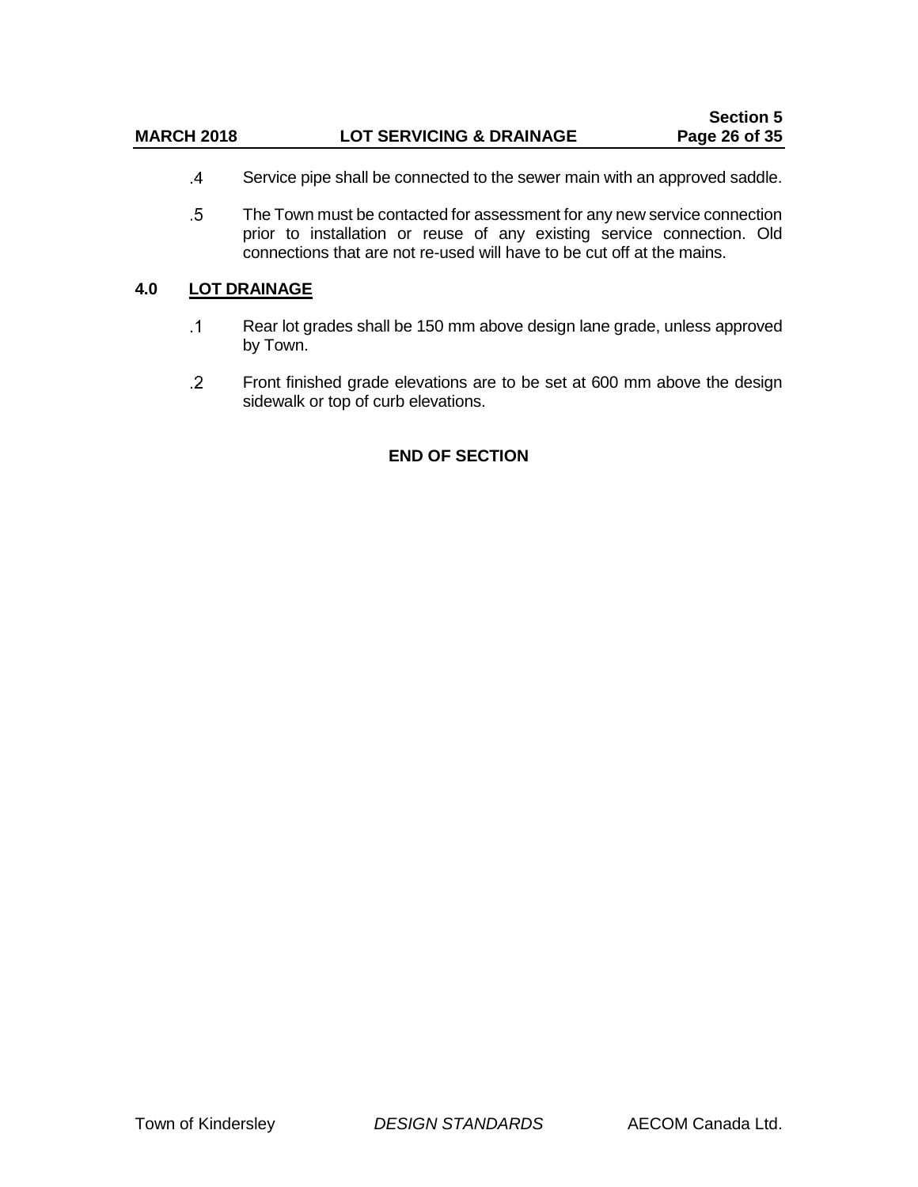.4 Service pipe shall be connected to the sewer main with an approved saddle.

.5 The Town must be contacted for assessment for any new service connection prior to installation or reuse of any existing service connection. Old connections that are not re-used will have to be cut off at the mains.

## 4.0 LOT DRAINAGE

.1 Rear lot grades shall be 150 mm above design lane grade, unless approved by Town.

.2 Front finished grade elevations are to be set at 600 mm above the design sidewalk or top of curb elevations.

**END OF SECTION**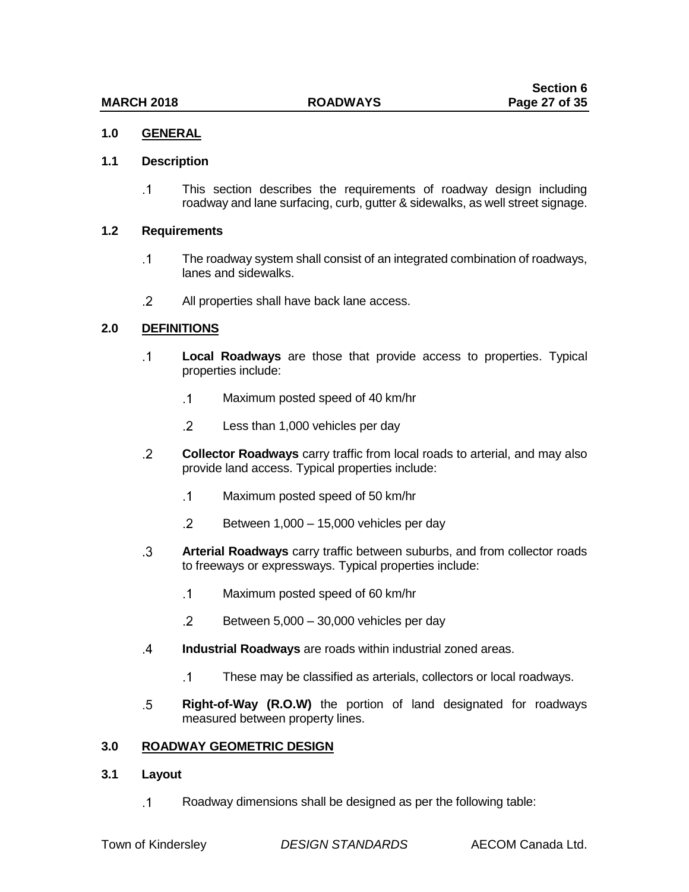## 1.0 GENERAL

### 1.1 Description

.1 This section describes the requirements of roadway design including roadway and lane surfacing, curb, gutter & sidewalks, as well street signage.

### 1.2 Requirements

.1 The roadway system shall consist of an integrated combination of roadways, lanes and sidewalks.

.2 All properties shall have back lane access.

## 2.0 DEFINITIONS

.1 **Local Roadways** are those that provide access to properties. Typical properties include:

- .1 Maximum posted speed of 40 km/hr
- .2 Less than 1,000 vehicles per day

.2 **Collector Roadways** carry traffic from local roads to arterial, and may also provide land access. Typical properties include:

- .1 Maximum posted speed of 50 km/hr
- .2 Between 1,000 – 15,000 vehicles per day

.3 **Arterial Roadways** carry traffic between suburbs, and from collector roads to freeways or expressways. Typical properties include:

- .1 Maximum posted speed of 60 km/hr
- .2 Between 5,000 – 30,000 vehicles per day

.4 **Industrial Roadways** are roads within industrial zoned areas.

- .1 These may be classified as arterials, collectors or local roadways.

.5 **Right-of-Way (R.O.W)** the portion of land designated for roadways measured between property lines.

## 3.0 ROADWAY GEOMETRIC DESIGN

### 3.1 Layout

.1 Roadway dimensions shall be designed as per the following table: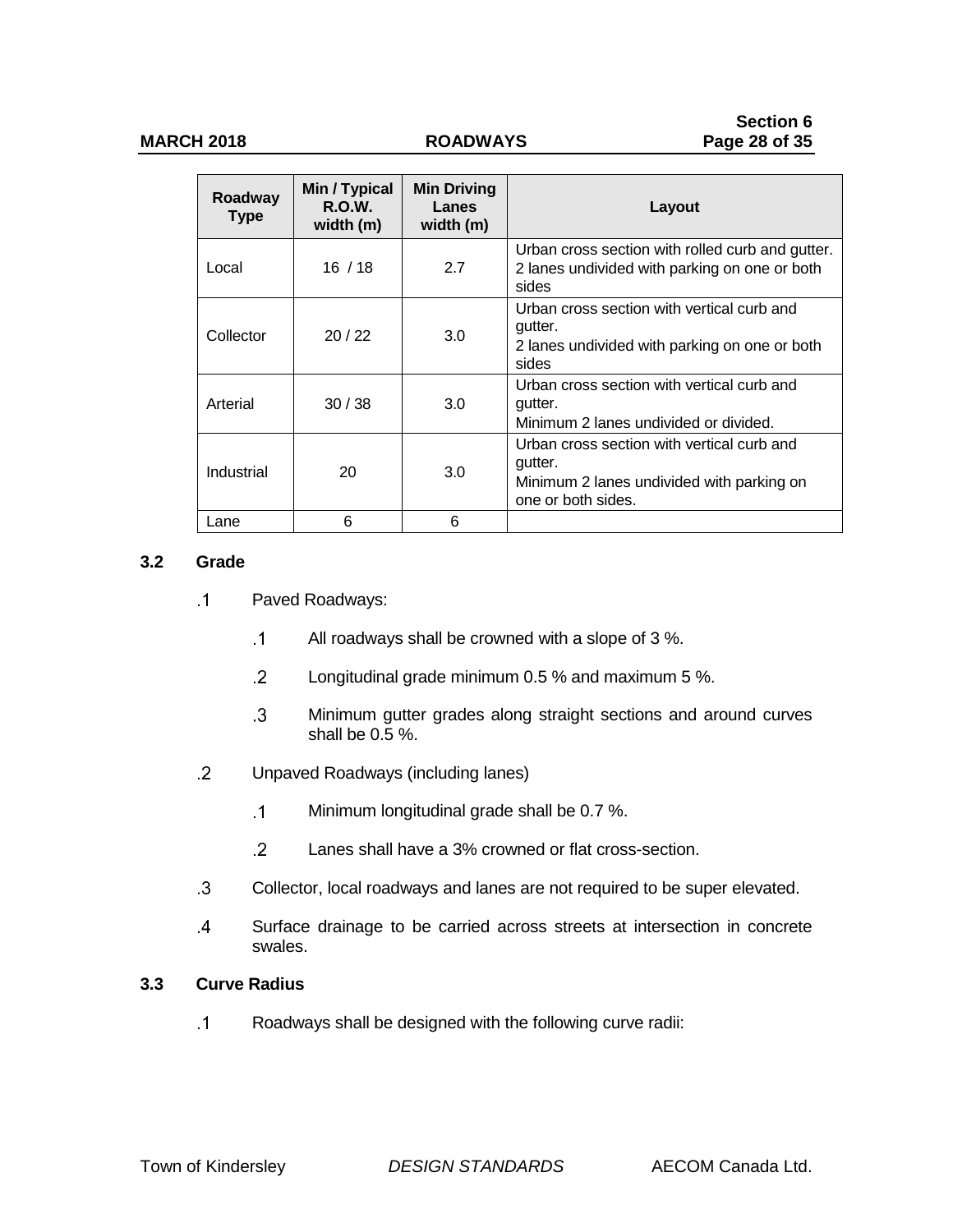| Roadway Type | Min / Typical R.O.W. width (m) | Min Driving Lanes width (m) | Layout |
|---|---|---|---|
| Local | 16 / 18 | 2.7 | Urban cross section with rolled curb and gutter. 2 lanes undivided with parking on one or both sides |
| Collector | 20 / 22 | 3.0 | Urban cross section with vertical curb and gutter. 2 lanes undivided with parking on one or both sides |
| Arterial | 30 / 38 | 3.0 | Urban cross section with vertical curb and gutter. Minimum 2 lanes undivided or divided. |
| Industrial | 20 | 3.0 | Urban cross section with vertical curb and gutter. Minimum 2 lanes undivided with parking on one or both sides. |
| Lane | 6 | 6 | |

### 3.2 Grade

.1 Paved Roadways:

- .1 All roadways shall be crowned with a slope of 3 %.
- .2 Longitudinal grade minimum 0.5 % and maximum 5 %.
- .3 Minimum gutter grades along straight sections and around curves shall be 0.5 %.

.2 Unpaved Roadways (including lanes)

- .1 Minimum longitudinal grade shall be 0.7 %.
- .2 Lanes shall have a 3% crowned or flat cross-section.

.3 Collector, local roadways and lanes are not required to be super elevated.

.4 Surface drainage to be carried across streets at intersection in concrete swales.

### 3.3 Curve Radius

.1 Roadways shall be designed with the following curve radii: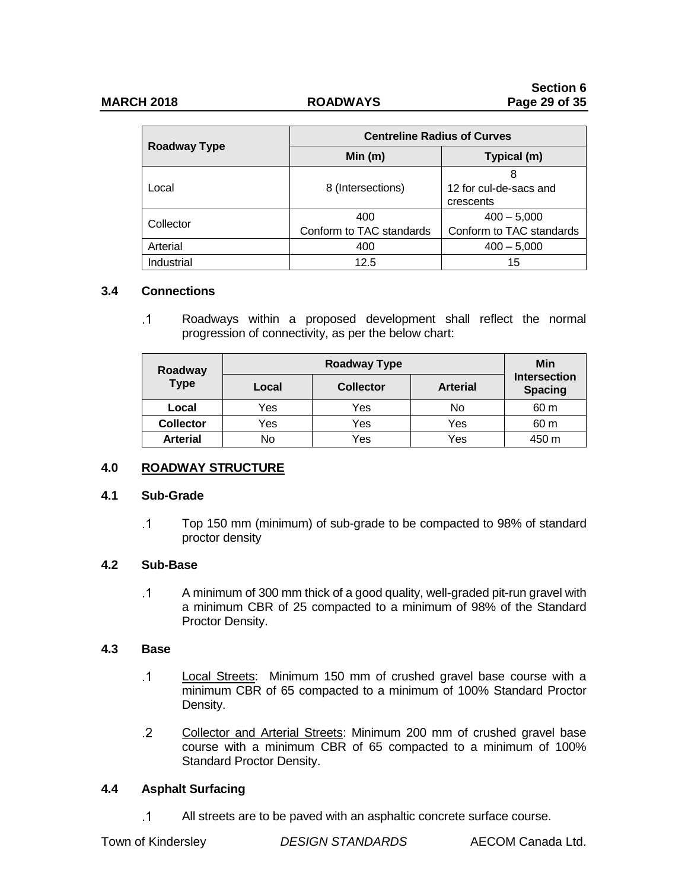| Roadway Type | Centreline Radius of Curves | |
|---|---|---|
| | Min (m) | Typical (m) |
| Local | 8 (Intersections) | 8<br>12 for cul-de-sacs and crescents |
| Collector | 400<br>Conform to TAC standards | 400 – 5,000<br>Conform to TAC standards |
| Arterial | 400 | 400 – 5,000 |
| Industrial | 12.5 | 15 |

### 3.4 Connections

.1 Roadways within a proposed development shall reflect the normal progression of connectivity, as per the below chart:

| Roadway Type | Roadway Type | | | Min Intersection Spacing |
|---|---|---|---|---|
| | Local | Collector | Arterial | |
| **Local** | Yes | Yes | No | 60 m |
| **Collector** | Yes | Yes | Yes | 60 m |
| **Arterial** | No | Yes | Yes | 450 m |

## 4.0 ROADWAY STRUCTURE

### 4.1 Sub-Grade

.1 Top 150 mm (minimum) of sub-grade to be compacted to 98% of standard proctor density

### 4.2 Sub-Base

.1 A minimum of 300 mm thick of a good quality, well-graded pit-run gravel with a minimum CBR of 25 compacted to a minimum of 98% of the Standard Proctor Density.

### 4.3 Base

.1 Local Streets: Minimum 150 mm of crushed gravel base course with a minimum CBR of 65 compacted to a minimum of 100% Standard Proctor Density.

.2 Collector and Arterial Streets: Minimum 200 mm of crushed gravel base course with a minimum CBR of 65 compacted to a minimum of 100% Standard Proctor Density.

### 4.4 Asphalt Surfacing

.1 All streets are to be paved with an asphaltic concrete surface course.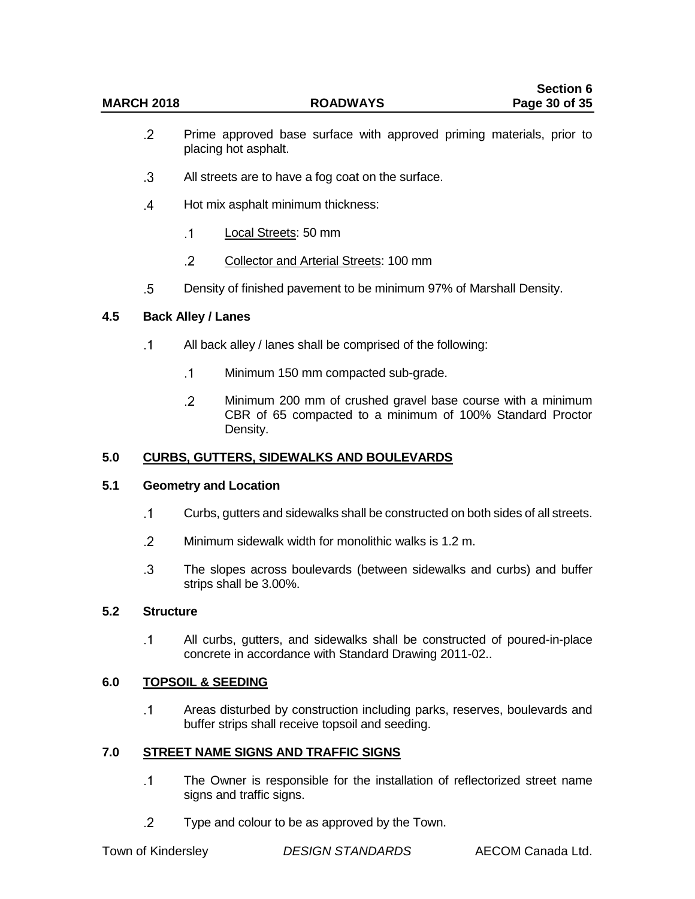.2 Prime approved base surface with approved priming materials, prior to placing hot asphalt.

.3 All streets are to have a fog coat on the surface.

.4 Hot mix asphalt minimum thickness:

   .1 Local Streets: 50 mm

   .2 Collector and Arterial Streets: 100 mm

.5 Density of finished pavement to be minimum 97% of Marshall Density.

### 4.5 Back Alley / Lanes

.1 All back alley / lanes shall be comprised of the following:

   .1 Minimum 150 mm compacted sub-grade.

   .2 Minimum 200 mm of crushed gravel base course with a minimum CBR of 65 compacted to a minimum of 100% Standard Proctor Density.

## 5.0 CURBS, GUTTERS, SIDEWALKS AND BOULEVARDS

### 5.1 Geometry and Location

.1 Curbs, gutters and sidewalks shall be constructed on both sides of all streets.

.2 Minimum sidewalk width for monolithic walks is 1.2 m.

.3 The slopes across boulevards (between sidewalks and curbs) and buffer strips shall be 3.00%.

### 5.2 Structure

.1 All curbs, gutters, and sidewalks shall be constructed of poured-in-place concrete in accordance with Standard Drawing 2011-02..

## 6.0 TOPSOIL & SEEDING

.1 Areas disturbed by construction including parks, reserves, boulevards and buffer strips shall receive topsoil and seeding.

## 7.0 STREET NAME SIGNS AND TRAFFIC SIGNS

.1 The Owner is responsible for the installation of reflectorized street name signs and traffic signs.

.2 Type and colour to be as approved by the Town.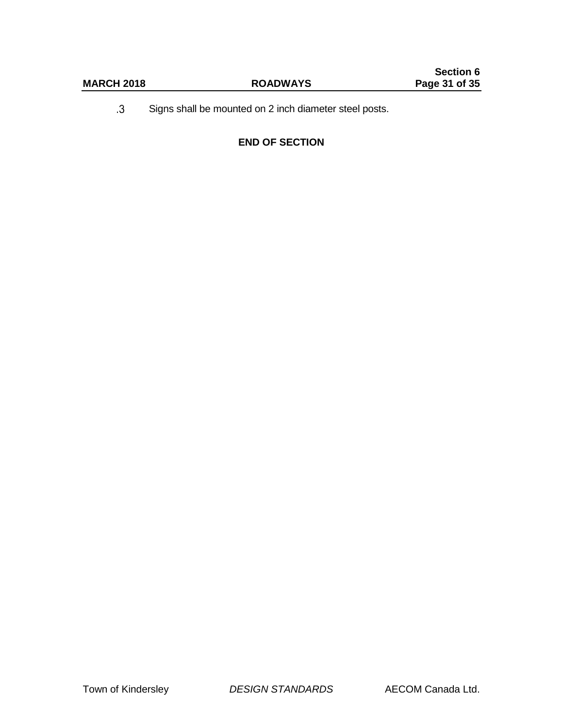.3 Signs shall be mounted on 2 inch diameter steel posts.

**END OF SECTION**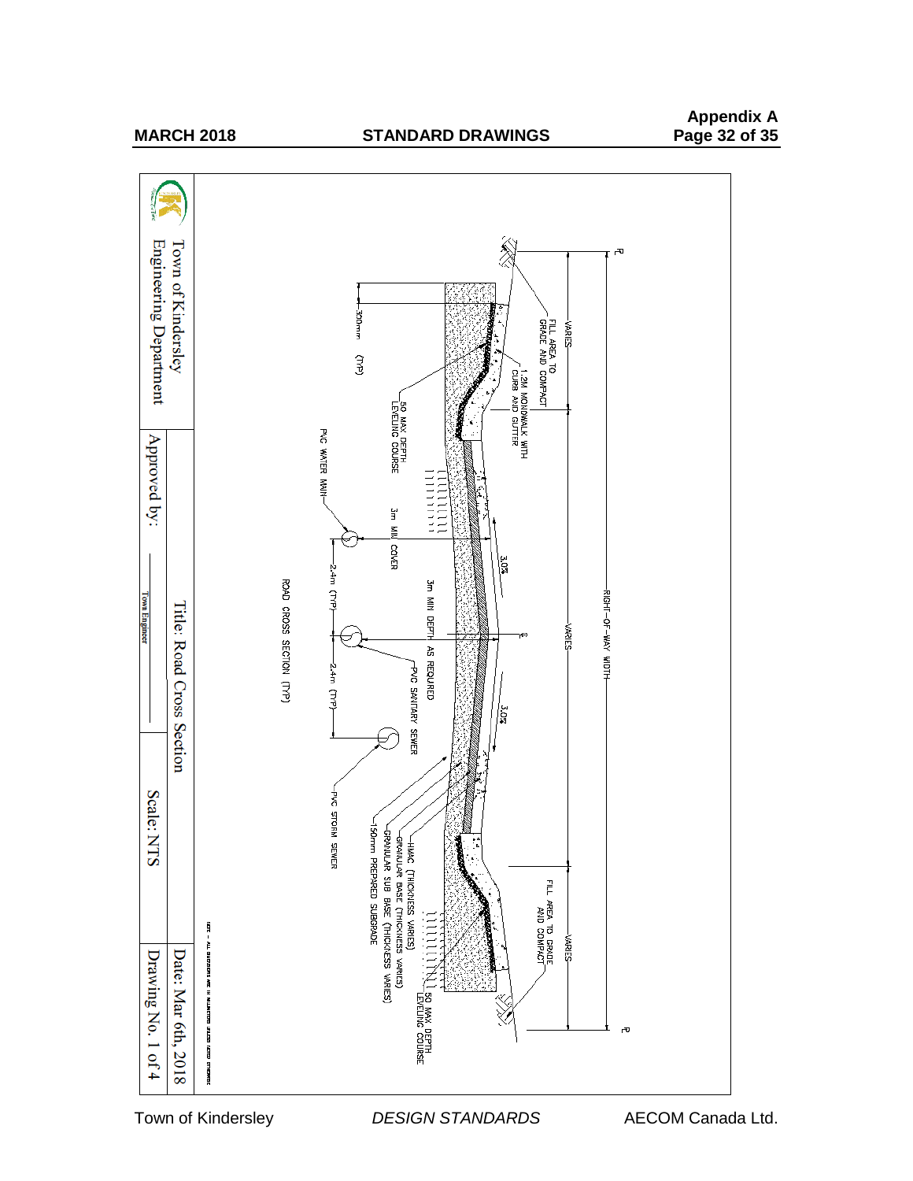RIGHT-OF-WAY WIDTH

VARIES

VARIES

VARIES

FILL AREA TO GRADE AND COMPACT

1.2M MONOWALK WITH CURB AND GUTTER

3.0%

3.0%

50 MAX DEPTH LEVELING COURSE

300mm (TYP)

PVC WATER MAIN

3m MIN COVER

3m MIN DEPTH AS REQUIRED

2.4m (TYP)

2.4m (TYP)

PVC SANITARY SEWER

PVC STORM SEWER

HMAC (THICKNESS VARIES)

GRANULAR BASE (THICKNESS VARIES)

GRANULAR SUB BASE (THICKNESS VARIES)

150mm PREPARED SUBGRADE

50 MAX DEPTH LEVELING COURSE

FILL AREA TO GRADE AND COMPACT

ROAD CROSS SECTION (TYP)

NOTE - ALL DIMENSIONS ARE IN MILLIMETRES UNLESS NOTED OTHERWISE

Town of Kindersley
Engineering Department

Approved by: Town Engineer

Title: Road Cross Section

Scale: NTS

Date: Mar 6th, 2018

Drawing No. 1 of 4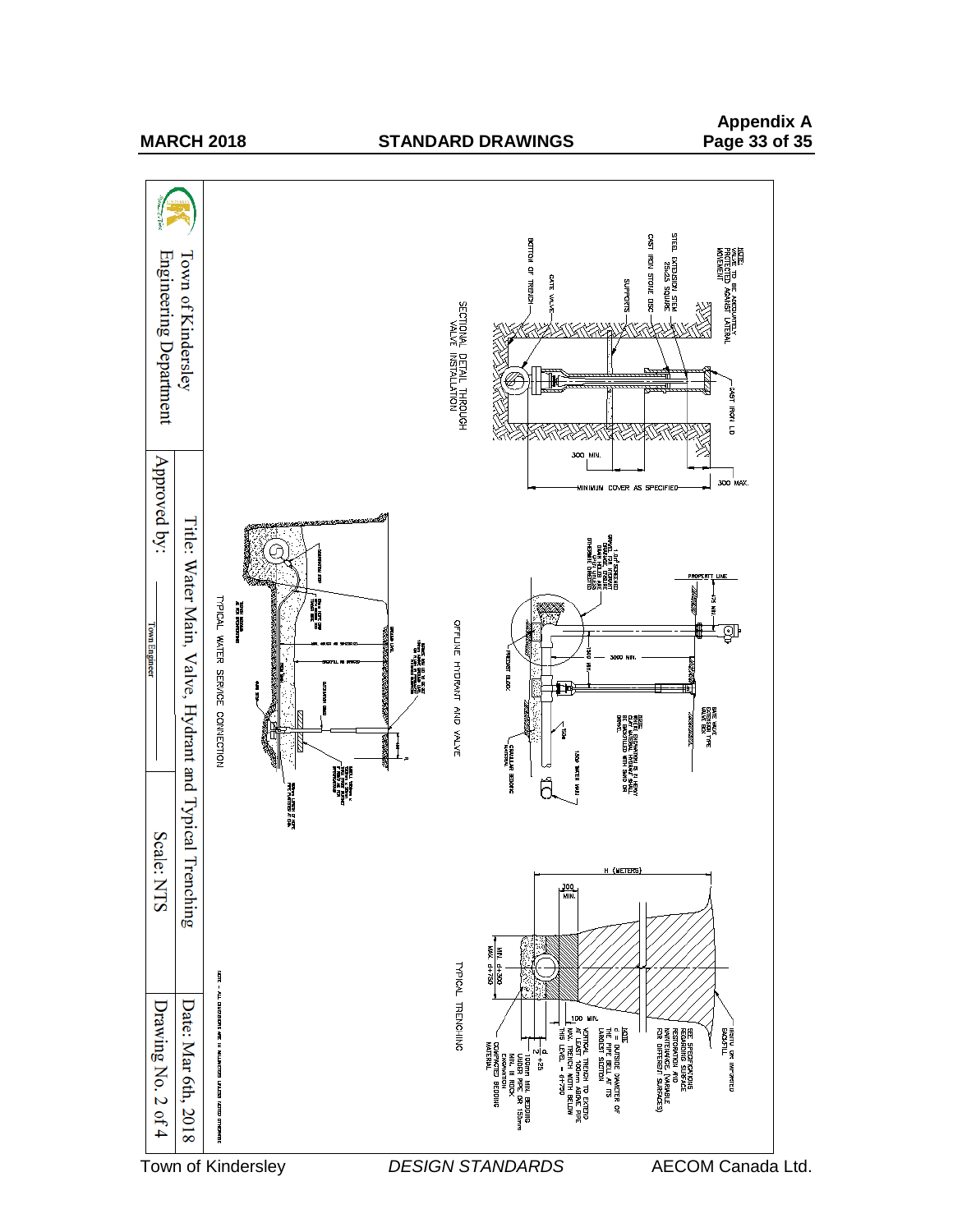SECTIONAL DETAIL THROUGH VALVE INSTALLATION

NOTE: VALVE TO BE ADEQUATELY PROTECTED AGAINST LATERAL MOVEMENT

STEEL EXTENSION STEM 25x25 SQUARE

CAST IRON STONE DISC

SUPPORTS

GATE VALVE

BOTTOM OF TRENCH

CAST IRON LID

300 MAX.

300 MIN.

MINIMUM COVER AS SPECIFIED

OFFLINE HYDRANT AND VALVE

PROPERTY LINE

3000 MIN.

1500 MIN.

PRECAST BLOCK

GATE VALVE EXTENSION TYPE VALVE BOX

NOTE: WHERE EXCAVATION IS IN HEAVY CLAY, HYDRANT SHALL BE BACKFILLED WITH SAND OR GRAVEL.

GRANULAR BEDDING MATERIAL

150Ø WATER MAIN

TYPICAL WATER SERVICE CONNECTION

TYPICAL TRENCHING

H (METERS)

300 MIN.

MIN. d+300

MAX. d+750

100 MIN.

INSITU OR IMPORTED BACKFILL

SEE SPECIFICATIONS REGARDING SURFACE RESTORATION AND MAINTENANCE (VARIABLE FOR DIFFERENT SURFACES)

NOTE: d = OUTSIDE DIAMETER OF THE PIPE BELL AT ITS LARGEST SECTION

VERTICAL TRENCH TO EXTEND AT LEAST 100mm ABOVE PIPE MAX. TRENCH WIDTH BELOW THIS LEVEL = d+750

d/2 +25

100mm MIN. BEDDING UNDER PIPE OR 150mm MIN. IN ROCK EXCAVATION

COMPACTED BEDDING MATERIAL

NOTE - ALL DIMENSIONS ARE IN MILLIMETERS UNLESS NOTED OTHERWISE

Town of Kindersley
Engineering Department

Title: Water Main, Valve, Hydrant and Typical Trenching

Approved by: ________ Town Engineer

Scale: NTS

Date: Mar 6th, 2018

Drawing No. 2 of 4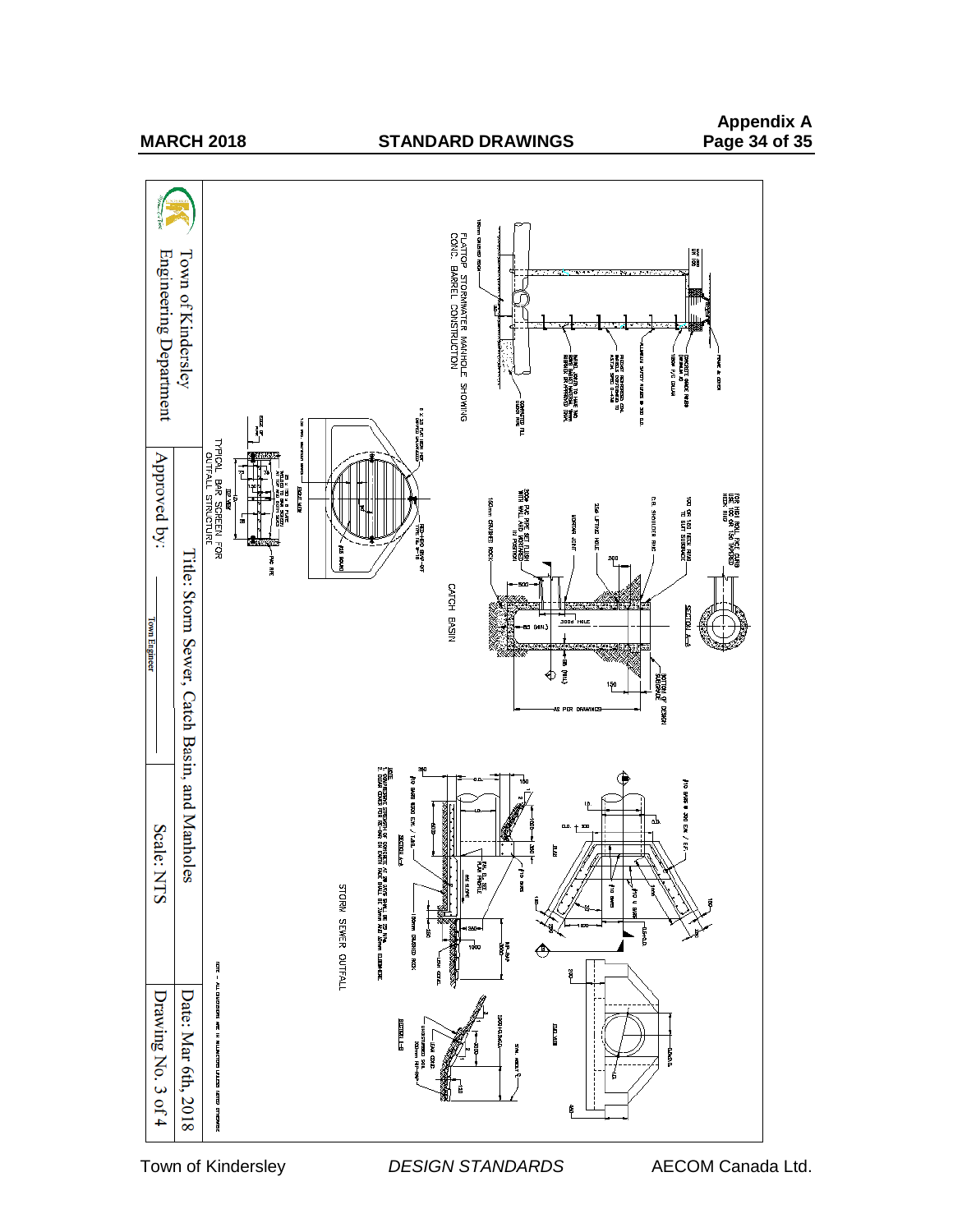FLATTOP STORMWATER MANHOLE SHOWING CONC. BARREL CONSTRUCTION

CATCH BASIN

TYPICAL BAR SCREEN FOR OUTFALL STRUCTURE

STORM SEWER OUTFALL

NOTE – ALL DIMENSIONS ARE IN MILLIMETERS UNLESS NOTED OTHERWISE

Town of Kindersley
Engineering Department

Title: Storm Sewer, Catch Basin, and Manholes

Approved by: Town Engineer

Scale: NTS

Date: Mar 6th, 2018

Drawing No. 3 of 4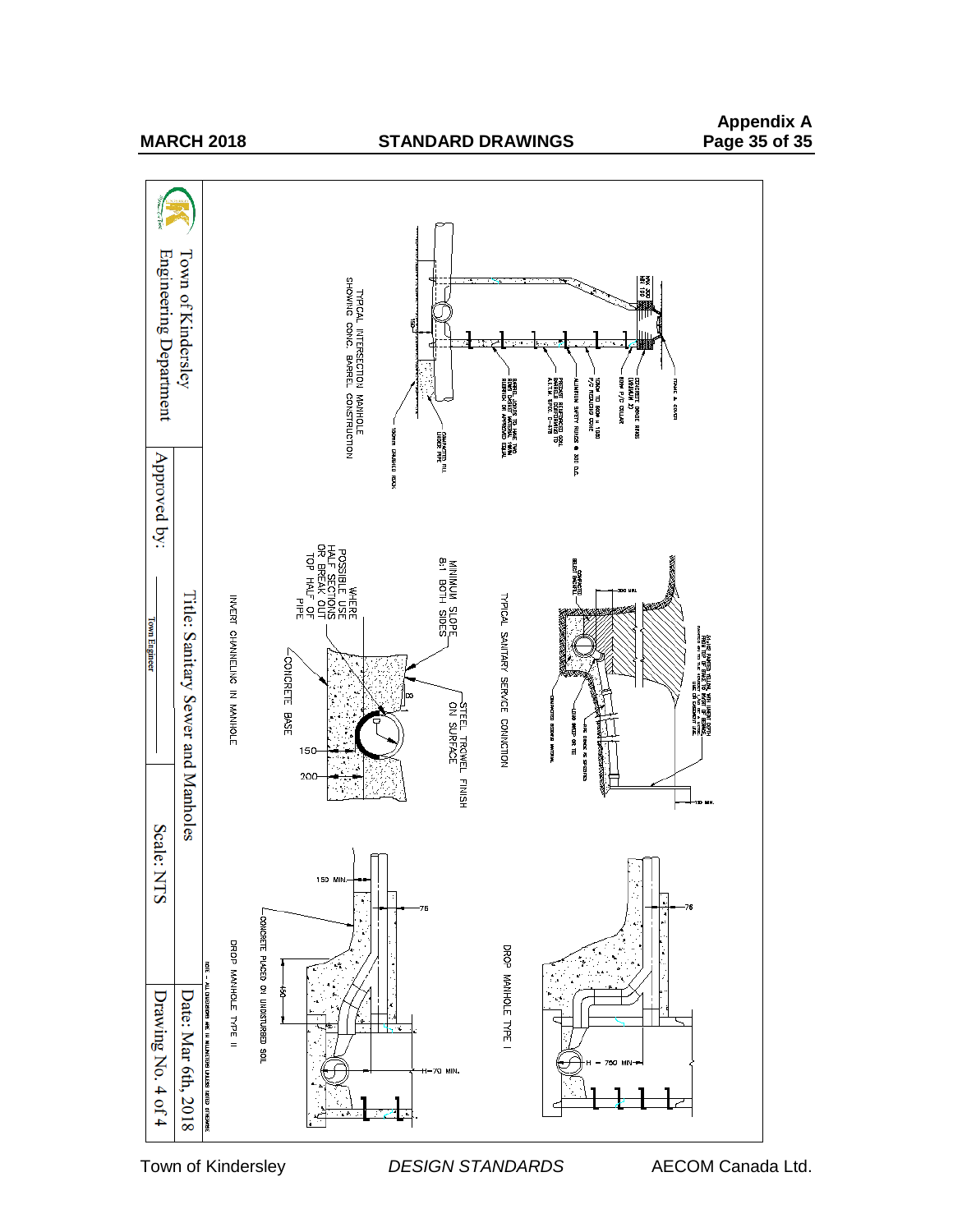TYPICAL INTERSECTION MANHOLE
SHOWING CONC. BARREL CONSTRUCTION

FRAME & COVER
MAX. 300
MIN. 150
CONCRETE GRADE RINGS (MINIMUM 2)
600Ø P/C COLLAR
1200 TO 600 x 1050 P/C REDUCING CONE
ALUMINUM SAFETY RUNGS @ 300 O.C.
PRECAST REINFORCED CONC. BARRELS CONFORMING TO A.S.T.M. SPEC. C-478
BARREL JOINTS TO HAVE TWO RAM-NEK GASKET MATERIAL, RAM-NEK OR APPROVED EQUAL
COMPACTED FILL (UNDER PIPE)
150mm CRUSHED ROCK
150

TYPICAL SANITARY SERVICE CONNECTION

300 MIN.
COMPACTED SELECT BACKFILL
COMPACTED BEDDING MATERIAL
LONG SWEEP OR TEE
PIPE GRADE AS SPECIFIED
150 MIN.

INVERT CHANNELING IN MANHOLE

MINIMUM SLOPE 8:1 BOTH SIDES
STEEL TROWEL FINISH ON SURFACE
POSSIBLE USE WHERE HALF SECTIONS OR BREAK OUT TOP HALF OF PIPE
CONCRETE BASE
D
8
1
150
200

DROP MANHOLE TYPE I

76
H = 750 MIN.

DROP MANHOLE TYPE II

150 MIN.
76
CONCRETE PLACED ON UNDISTURBED SOIL
450
H=70 MIN.

NOTE – ALL DIMENSIONS ARE IN MILLIMETERS UNLESS NOTED OTHERWISE.

Town of Kindersley
Engineering Department

Approved by: Town Engineer

Title: Sanitary Sewer and Manholes

Scale: NTS

Date: Mar 6th, 2018

Drawing No. 4 of 4